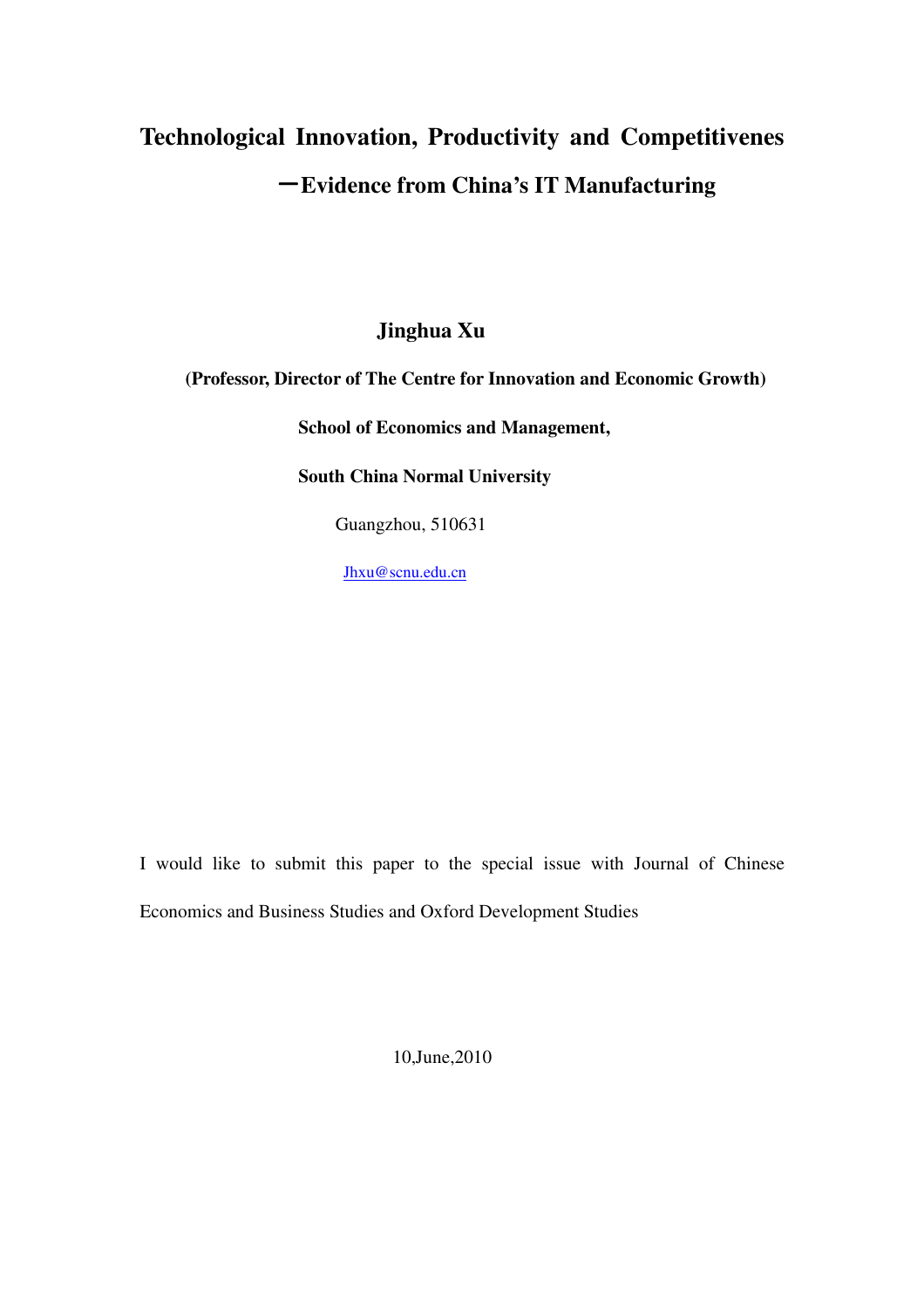# Technological Innovation, Productivity and Competitivenes

## —Evidence from China's IT Manufacturing

**Jinghua Xu**

**(Professor, Director of The Centre for Innovation and Economic Growth)**

**School of Economics and Management,**

**South China Normal University**

Guangzhou, 510631

Jhxu@scnu.edu.cn

I would like to submit this paper to the special issue with Journal of Chinese Economics and Business Studies and Oxford Development Studies

10,June,2010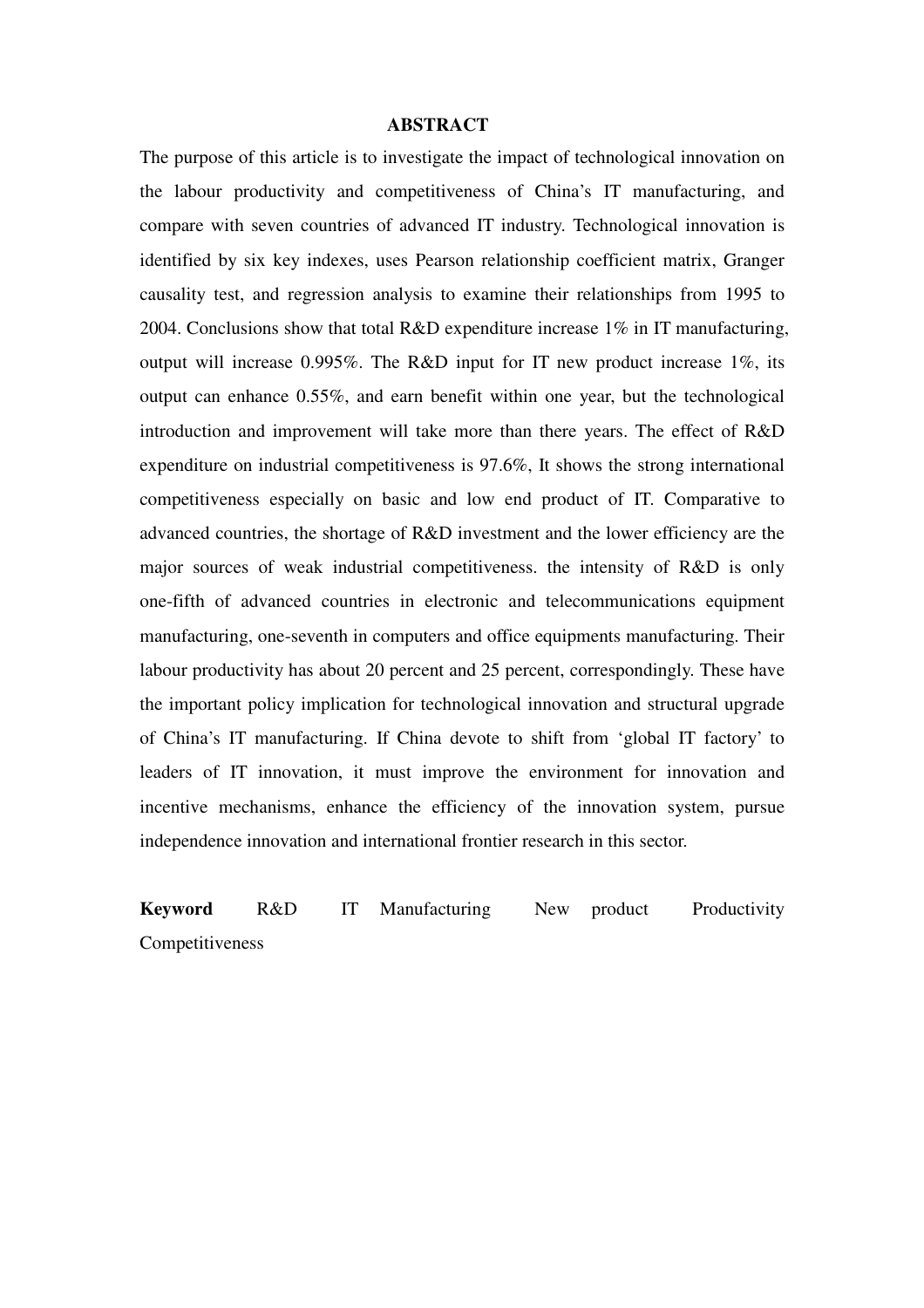## ABSTRACT

The purpose of this article is to investigate the impact of technological innovation on the labour productivity and competitiveness of China's IT manufacturing, and compare with seven countries of advanced IT industry. Technological innovation is identified by six key indexes, uses Pearson relationship coefficient matrix, Granger causality test, and regression analysis to examine their relationships from 1995 to 2004. Conclusions show that total R&D expenditure increase 1% in IT manufacturing, output will increase 0.995%. The R&D input for IT new product increase 1%, its output can enhance 0.55%, and earn benefit within one year, but the technological introduction and improvement will take more than there years. The effect of R&D expenditure on industrial competitiveness is 97.6%, It shows the strong international competitiveness especially on basic and low end product of IT. Comparative to advanced countries, the shortage of R&D investment and the lower efficiency are the major sources of weak industrial competitiveness. the intensity of R&D is only one-fifth of advanced countries in electronic and telecommunications equipment manufacturing, one-seventh in computers and office equipments manufacturing. Their labour productivity has about 20 percent and 25 percent, correspondingly. These have the important policy implication for technological innovation and structural upgrade of China's IT manufacturing. If China devote to shift from 'global IT factory' to leaders of IT innovation, it must improve the environment for innovation and incentive mechanisms, enhance the efficiency of the innovation system, pursue independence innovation and international frontier research in this sector.

**Keyword** R&D IT Manufacturing New product Productivity Competitiveness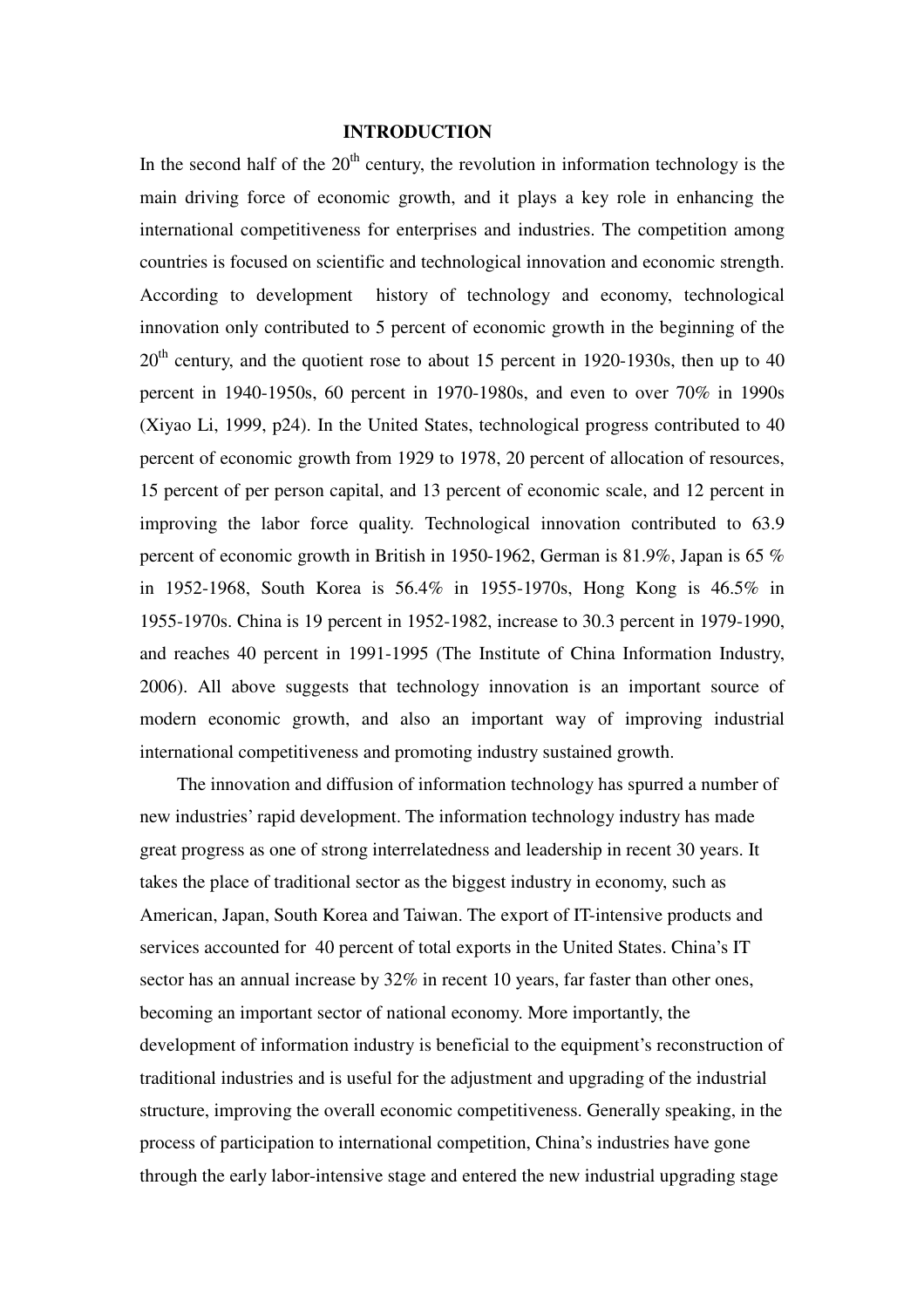# INTRODUCTION

In the second half of the 20th century, the revolution in information technology is the main driving force of economic growth, and it plays a key role in enhancing the international competitiveness for enterprises and industries. The competition among countries is focused on scientific and technological innovation and economic strength. According to development history of technology and economy, technological innovation only contributed to 5 percent of economic growth in the beginning of the 20th century, and the quotient rose to about 15 percent in 1920-1930s, then up to 40 percent in 1940-1950s, 60 percent in 1970-1980s, and even to over 70% in 1990s (Xiyao Li, 1999, p24). In the United States, technological progress contributed to 40 percent of economic growth from 1929 to 1978, 20 percent of allocation of resources, 15 percent of per person capital, and 13 percent of economic scale, and 12 percent in improving the labor force quality. Technological innovation contributed to 63.9 percent of economic growth in British in 1950-1962, German is 81.9%, Japan is 65 % in 1952-1968, South Korea is 56.4% in 1955-1970s, Hong Kong is 46.5% in 1955-1970s. China is 19 percent in 1952-1982, increase to 30.3 percent in 1979-1990, and reaches 40 percent in 1991-1995 (The Institute of China Information Industry, 2006). All above suggests that technology innovation is an important source of modern economic growth, and also an important way of improving industrial international competitiveness and promoting industry sustained growth.

The innovation and diffusion of information technology has spurred a number of new industries' rapid development. The information technology industry has made great progress as one of strong interrelatedness and leadership in recent 30 years. It takes the place of traditional sector as the biggest industry in economy, such as American, Japan, South Korea and Taiwan. The export of IT-intensive products and services accounted for 40 percent of total exports in the United States. China's IT sector has an annual increase by 32% in recent 10 years, far faster than other ones, becoming an important sector of national economy. More importantly, the development of information industry is beneficial to the equipment's reconstruction of traditional industries and is useful for the adjustment and upgrading of the industrial structure, improving the overall economic competitiveness. Generally speaking, in the process of participation to international competition, China's industries have gone through the early labor-intensive stage and entered the new industrial upgrading stage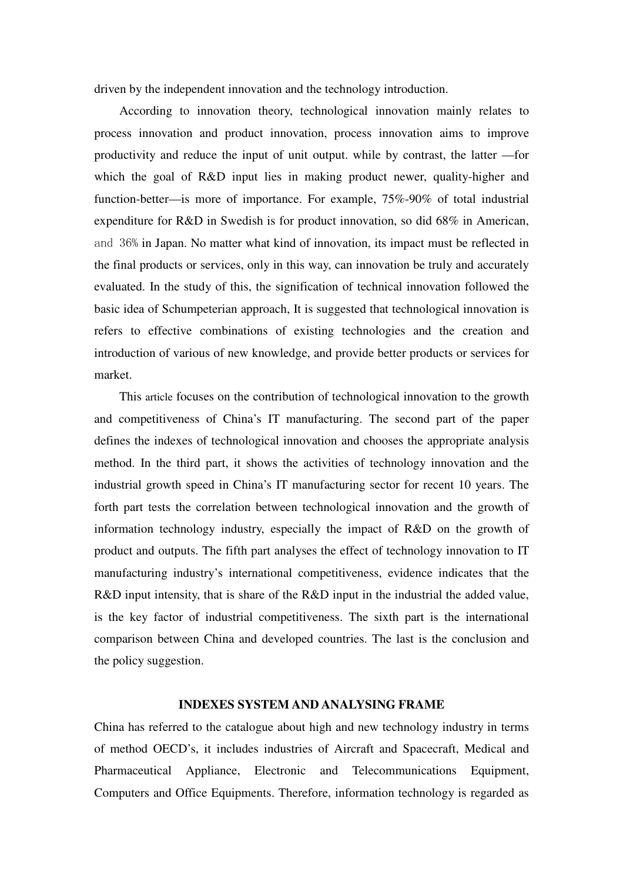driven by the independent innovation and the technology introduction.

According to innovation theory, technological innovation mainly relates to process innovation and product innovation, process innovation aims to improve productivity and reduce the input of unit output. while by contrast, the latter —for which the goal of R&D input lies in making product newer, quality-higher and function-better—is more of importance. For example, 75%-90% of total industrial expenditure for R&D in Swedish is for product innovation, so did 68% in American, and 36% in Japan. No matter what kind of innovation, its impact must be reflected in the final products or services, only in this way, can innovation be truly and accurately evaluated. In the study of this, the signification of technical innovation followed the basic idea of Schumpeterian approach, It is suggested that technological innovation is refers to effective combinations of existing technologies and the creation and introduction of various of new knowledge, and provide better products or services for market.

This article focuses on the contribution of technological innovation to the growth and competitiveness of China's IT manufacturing. The second part of the paper defines the indexes of technological innovation and chooses the appropriate analysis method. In the third part, it shows the activities of technology innovation and the industrial growth speed in China's IT manufacturing sector for recent 10 years. The forth part tests the correlation between technological innovation and the growth of information technology industry, especially the impact of R&D on the growth of product and outputs. The fifth part analyses the effect of technology innovation to IT manufacturing industry's international competitiveness, evidence indicates that the R&D input intensity, that is share of the R&D input in the industrial the added value, is the key factor of industrial competitiveness. The sixth part is the international comparison between China and developed countries. The last is the conclusion and the policy suggestion.

## INDEXES SYSTEM AND ANALYSING FRAME

China has referred to the catalogue about high and new technology industry in terms of method OECD's, it includes industries of Aircraft and Spacecraft, Medical and Pharmaceutical Appliance, Electronic and Telecommunications Equipment, Computers and Office Equipments. Therefore, information technology is regarded as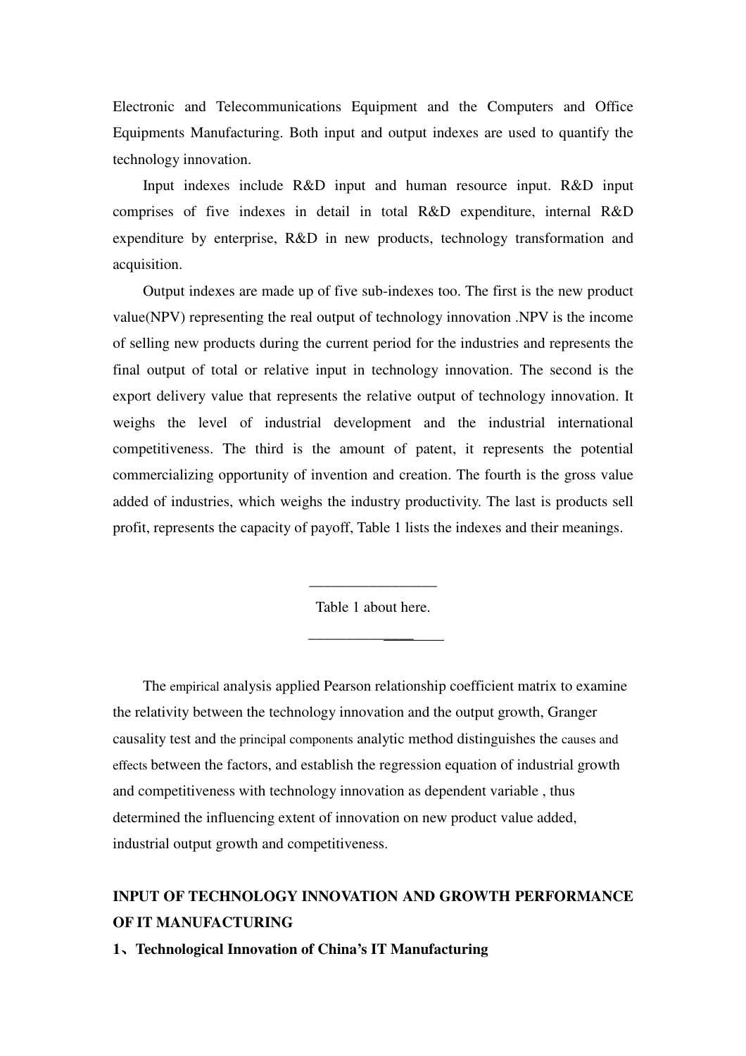Electronic and Telecommunications Equipment and the Computers and Office Equipments Manufacturing. Both input and output indexes are used to quantify the technology innovation.

Input indexes include R&D input and human resource input. R&D input comprises of five indexes in detail in total R&D expenditure, internal R&D expenditure by enterprise, R&D in new products, technology transformation and acquisition.

Output indexes are made up of five sub-indexes too. The first is the new product value(NPV) representing the real output of technology innovation .NPV is the income of selling new products during the current period for the industries and represents the final output of total or relative input in technology innovation. The second is the export delivery value that represents the relative output of technology innovation. It weighs the level of industrial development and the industrial international competitiveness. The third is the amount of patent, it represents the potential commercializing opportunity of invention and creation. The fourth is the gross value added of industries, which weighs the industry productivity. The last is products sell profit, represents the capacity of payoff, Table 1 lists the indexes and their meanings.

---

Table 1 about here.

---

The empirical analysis applied Pearson relationship coefficient matrix to examine the relativity between the technology innovation and the output growth, Granger causality test and the principal components analytic method distinguishes the causes and effects between the factors, and establish the regression equation of industrial growth and competitiveness with technology innovation as dependent variable , thus determined the influencing extent of innovation on new product value added, industrial output growth and competitiveness.

## INPUT OF TECHNOLOGY INNOVATION AND GROWTH PERFORMANCE OF IT MANUFACTURING

### 1、Technological Innovation of China's IT Manufacturing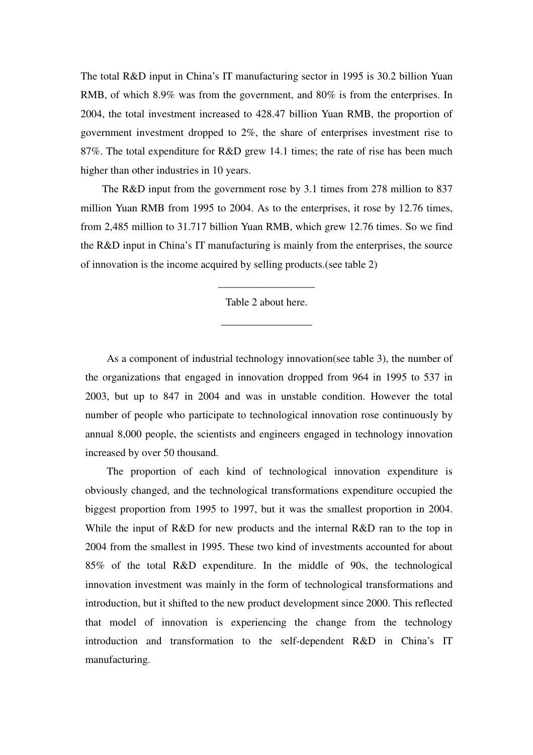The total R&D input in China's IT manufacturing sector in 1995 is 30.2 billion Yuan RMB, of which 8.9% was from the government, and 80% is from the enterprises. In 2004, the total investment increased to 428.47 billion Yuan RMB, the proportion of government investment dropped to 2%, the share of enterprises investment rise to 87%. The total expenditure for R&D grew 14.1 times; the rate of rise has been much higher than other industries in 10 years.

The R&D input from the government rose by 3.1 times from 278 million to 837 million Yuan RMB from 1995 to 2004. As to the enterprises, it rose by 12.76 times, from 2,485 million to 31.717 billion Yuan RMB, which grew 12.76 times. So we find the R&D input in China's IT manufacturing is mainly from the enterprises, the source of innovation is the income acquired by selling products.(see table 2)

Table 2 about here.

As a component of industrial technology innovation(see table 3), the number of the organizations that engaged in innovation dropped from 964 in 1995 to 537 in 2003, but up to 847 in 2004 and was in unstable condition. However the total number of people who participate to technological innovation rose continuously by annual 8,000 people, the scientists and engineers engaged in technology innovation increased by over 50 thousand.

The proportion of each kind of technological innovation expenditure is obviously changed, and the technological transformations expenditure occupied the biggest proportion from 1995 to 1997, but it was the smallest proportion in 2004. While the input of R&D for new products and the internal R&D ran to the top in 2004 from the smallest in 1995. These two kind of investments accounted for about 85% of the total R&D expenditure. In the middle of 90s, the technological innovation investment was mainly in the form of technological transformations and introduction, but it shifted to the new product development since 2000. This reflected that model of innovation is experiencing the change from the technology introduction and transformation to the self-dependent R&D in China's IT manufacturing.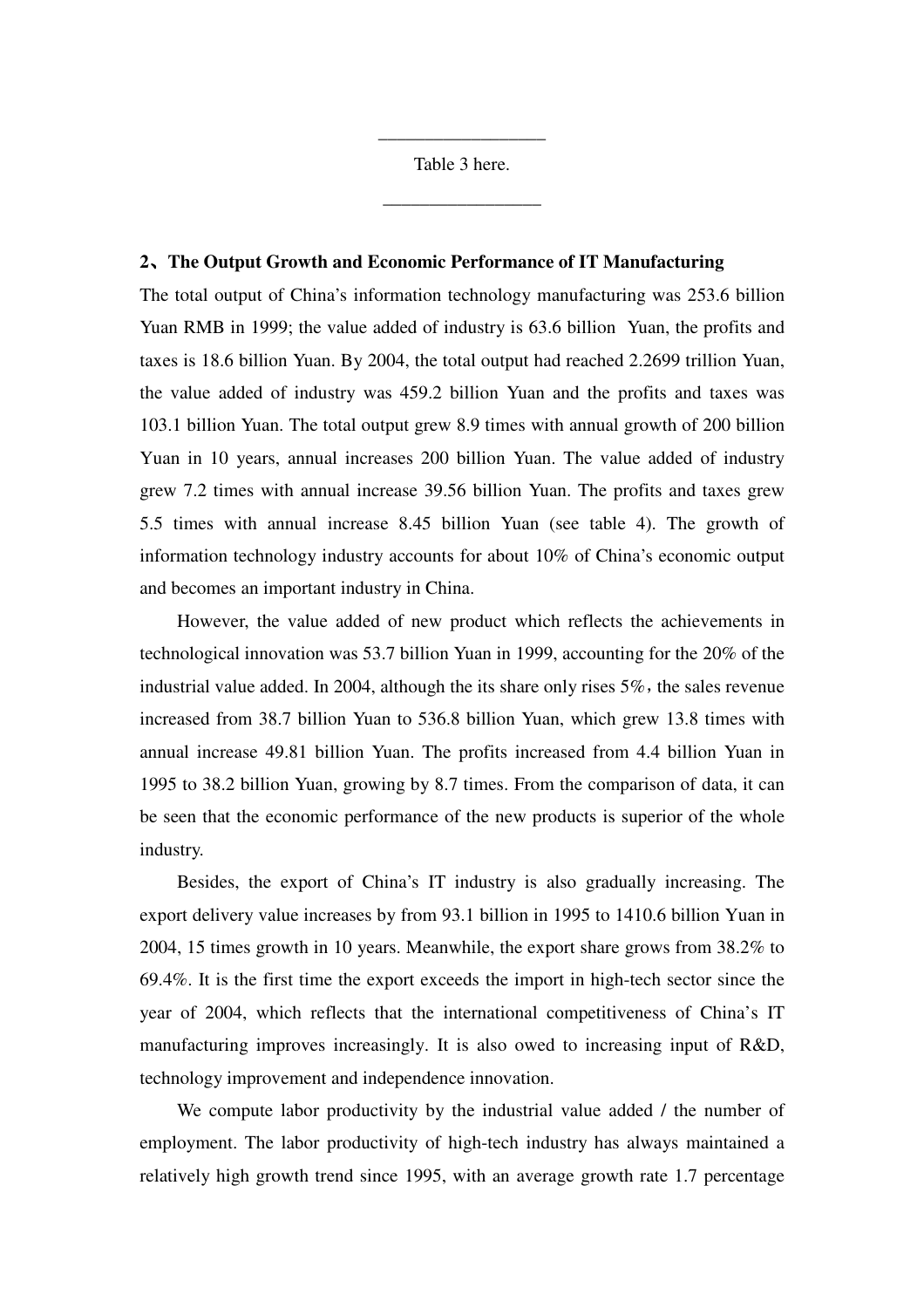Table 3 here.

**2、The Output Growth and Economic Performance of IT Manufacturing**

The total output of China's information technology manufacturing was 253.6 billion Yuan RMB in 1999; the value added of industry is 63.6 billion Yuan, the profits and taxes is 18.6 billion Yuan. By 2004, the total output had reached 2.2699 trillion Yuan, the value added of industry was 459.2 billion Yuan and the profits and taxes was 103.1 billion Yuan. The total output grew 8.9 times with annual growth of 200 billion Yuan in 10 years, annual increases 200 billion Yuan. The value added of industry grew 7.2 times with annual increase 39.56 billion Yuan. The profits and taxes grew 5.5 times with annual increase 8.45 billion Yuan (see table 4). The growth of information technology industry accounts for about 10% of China's economic output and becomes an important industry in China.

However, the value added of new product which reflects the achievements in technological innovation was 53.7 billion Yuan in 1999, accounting for the 20% of the industrial value added. In 2004, although the its share only rises 5%，the sales revenue increased from 38.7 billion Yuan to 536.8 billion Yuan, which grew 13.8 times with annual increase 49.81 billion Yuan. The profits increased from 4.4 billion Yuan in 1995 to 38.2 billion Yuan, growing by 8.7 times. From the comparison of data, it can be seen that the economic performance of the new products is superior of the whole industry.

Besides, the export of China's IT industry is also gradually increasing. The export delivery value increases by from 93.1 billion in 1995 to 1410.6 billion Yuan in 2004, 15 times growth in 10 years. Meanwhile, the export share grows from 38.2% to 69.4%. It is the first time the export exceeds the import in high-tech sector since the year of 2004, which reflects that the international competitiveness of China's IT manufacturing improves increasingly. It is also owed to increasing input of R&D, technology improvement and independence innovation.

We compute labor productivity by the industrial value added / the number of employment. The labor productivity of high-tech industry has always maintained a relatively high growth trend since 1995, with an average growth rate 1.7 percentage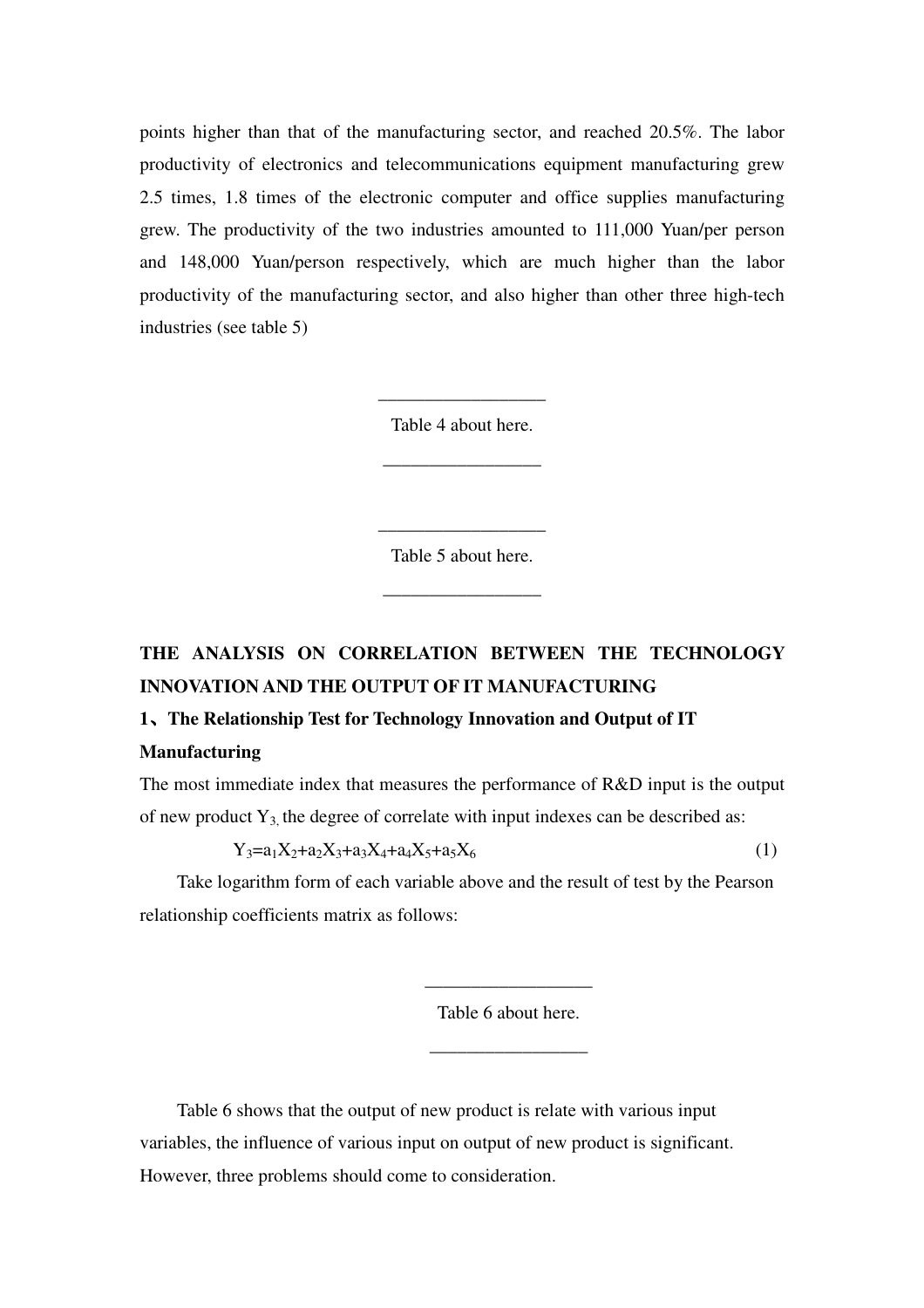points higher than that of the manufacturing sector, and reached 20.5%. The labor productivity of electronics and telecommunications equipment manufacturing grew 2.5 times, 1.8 times of the electronic computer and office supplies manufacturing grew. The productivity of the two industries amounted to 111,000 Yuan/per person and 148,000 Yuan/person respectively, which are much higher than the labor productivity of the manufacturing sector, and also higher than other three high-tech industries (see table 5)

Table 4 about here.

Table 5 about here.

## THE ANALYSIS ON CORRELATION BETWEEN THE TECHNOLOGY INNOVATION AND THE OUTPUT OF IT MANUFACTURING

### 1、The Relationship Test for Technology Innovation and Output of IT Manufacturing

The most immediate index that measures the performance of R&D input is the output of new product $Y_3$, the degree of correlate with input indexes can be described as:

$$Y_3=a_1X_2+a_2X_3+a_3X_4+a_4X_5+a_5X_6 \quad (1)$$

Take logarithm form of each variable above and the result of test by the Pearson relationship coefficients matrix as follows:

Table 6 about here.

Table 6 shows that the output of new product is relate with various input variables, the influence of various input on output of new product is significant. However, three problems should come to consideration.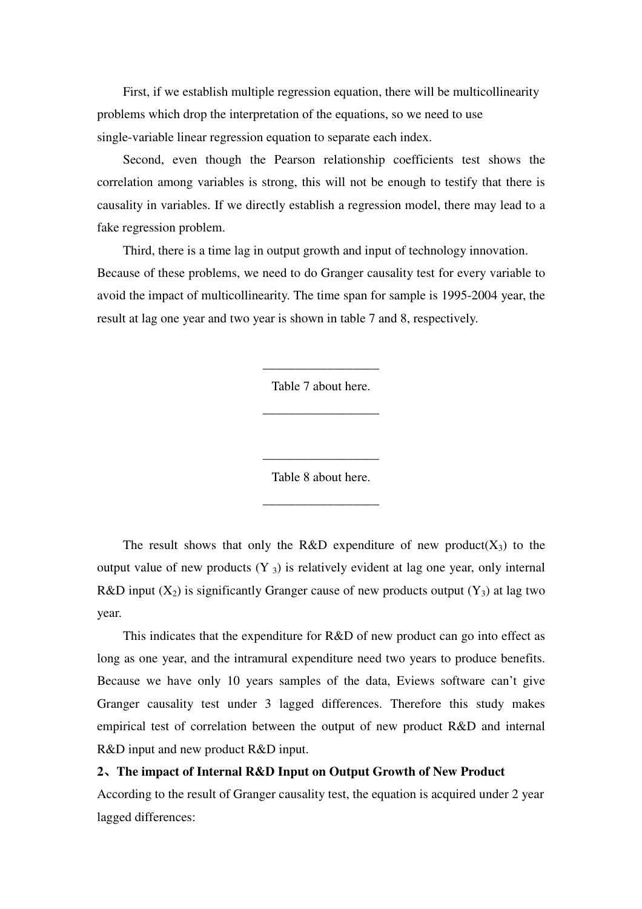First, if we establish multiple regression equation, there will be multicollinearity problems which drop the interpretation of the equations, so we need to use single-variable linear regression equation to separate each index.

Second, even though the Pearson relationship coefficients test shows the correlation among variables is strong, this will not be enough to testify that there is causality in variables. If we directly establish a regression model, there may lead to a fake regression problem.

Third, there is a time lag in output growth and input of technology innovation. Because of these problems, we need to do Granger causality test for every variable to avoid the impact of multicollinearity. The time span for sample is 1995-2004 year, the result at lag one year and two year is shown in table 7 and 8, respectively.

---

Table 7 about here.

---

---

Table 8 about here.

---

The result shows that only the R&D expenditure of new product($X_3$) to the output value of new products ($Y_3$) is relatively evident at lag one year, only internal R&D input ($X_2$) is significantly Granger cause of new products output ($Y_3$) at lag two year.

This indicates that the expenditure for R&D of new product can go into effect as long as one year, and the intramural expenditure need two years to produce benefits. Because we have only 10 years samples of the data, Eviews software can't give Granger causality test under 3 lagged differences. Therefore this study makes empirical test of correlation between the output of new product R&D and internal R&D input and new product R&D input.

**2、The impact of Internal R&D Input on Output Growth of New Product**

According to the result of Granger causality test, the equation is acquired under 2 year lagged differences: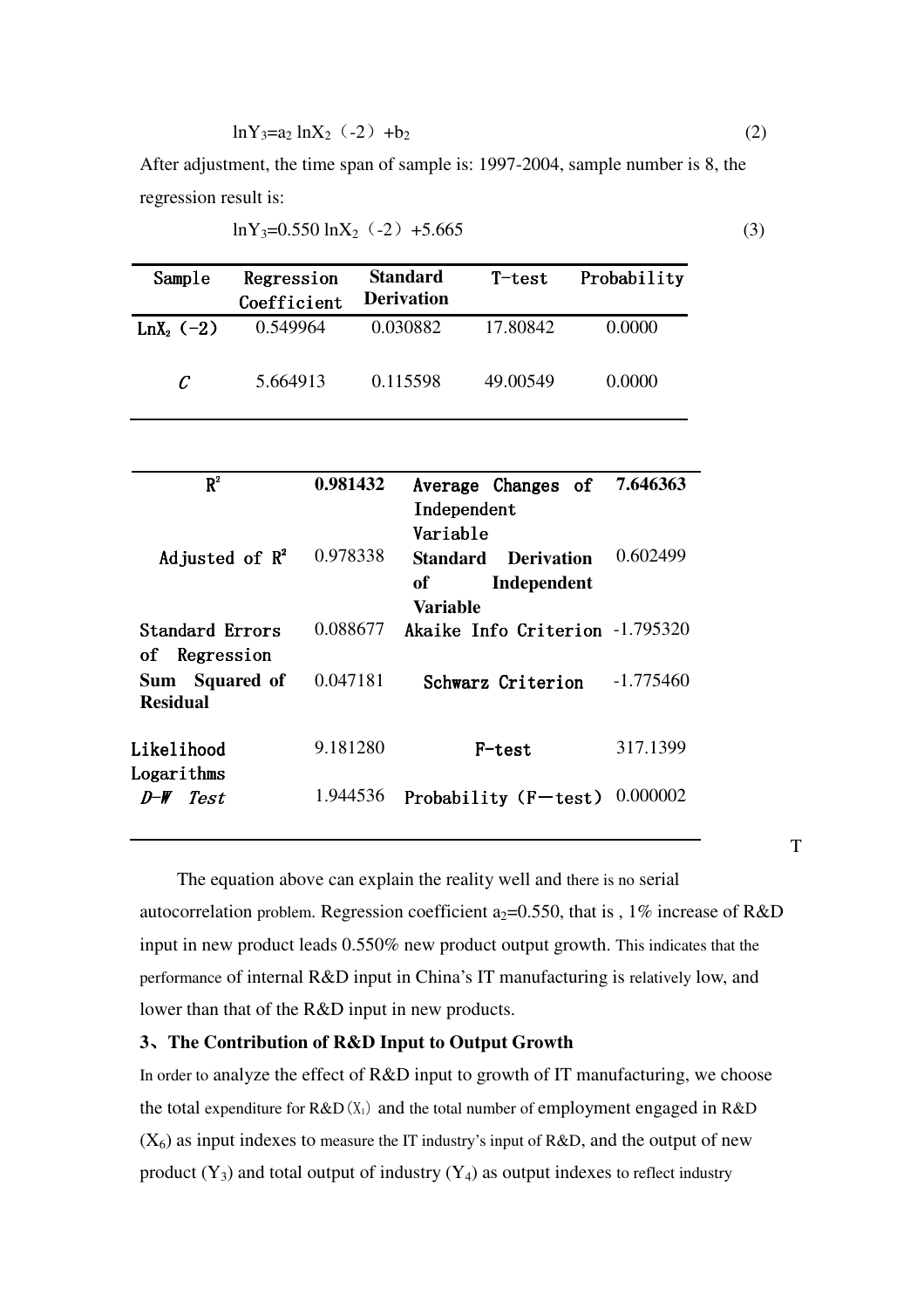$$\ln Y_3 = a_2 \ln X_2 (-2) + b_2 \quad (2)$$

After adjustment, the time span of sample is: 1997-2004, sample number is 8, the regression result is:

$$\ln Y_3 = 0.550 \ln X_2 (-2) + 5.665 \quad (3)$$

| Sample | Regression Coefficient | Standard Derivation | T-test | Probability |
|---|---|---|---|---|
| $\ln X_2$ (-2) | 0.549964 | 0.030882 | 17.80842 | 0.0000 |
| *C* | 5.664913 | 0.115598 | 49.00549 | 0.0000 |

| | | | |
|---|---|---|---|
| $R^2$ | **0.981432** | Average Changes of Independent Variable | **7.646363** |
| Adjusted of $R^2$ | 0.978338 | **Standard Derivation of Independent Variable** | 0.602499 |
| Standard Errors of Regression | 0.088677 | Akaike Info Criterion | -1.795320 |
| **Sum Squared of Residual** | 0.047181 | Schwarz Criterion | -1.775460 |
| Likelihood Logarithms | 9.181280 | F-test | 317.1399 |
| *D-W Test* | 1.944536 | Probability (F-test) | 0.000002 |

T

The equation above can explain the reality well and there is no serial autocorrelation problem. Regression coefficient $a_2$=0.550, that is , 1% increase of R&D input in new product leads 0.550% new product output growth. This indicates that the performance of internal R&D input in China's IT manufacturing is relatively low, and lower than that of the R&D input in new products.

**3、The Contribution of R&D Input to Output Growth**

In order to analyze the effect of R&D input to growth of IT manufacturing, we choose the total expenditure for R&D ($X_1$) and the total number of employment engaged in R&D ($X_6$) as input indexes to measure the IT industry's input of R&D, and the output of new product ($Y_3$) and total output of industry ($Y_4$) as output indexes to reflect industry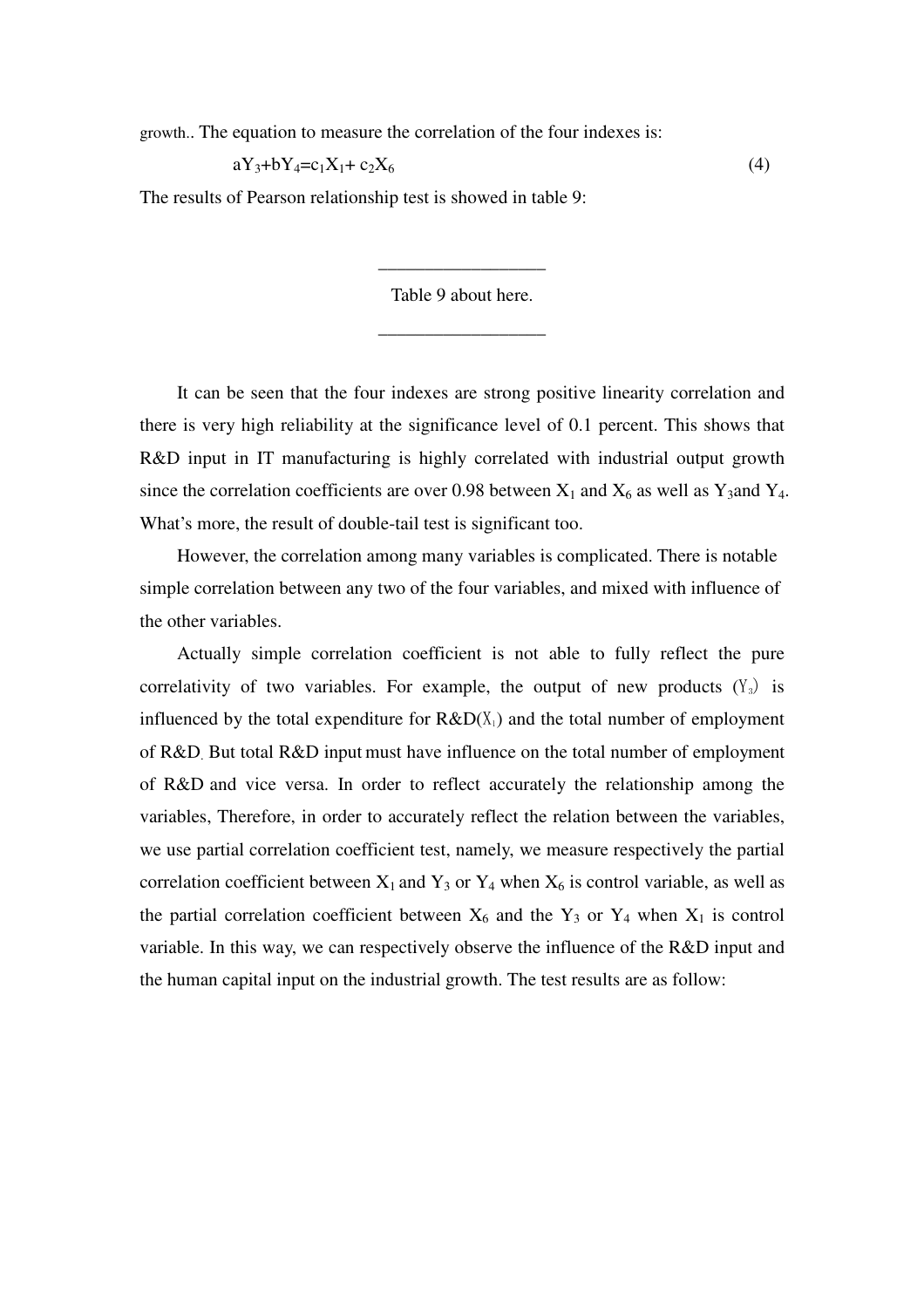growth.. The equation to measure the correlation of the four indexes is:

$$aY_3+bY_4=c_1X_1+c_2X_6 \tag{4}$$

The results of Pearson relationship test is showed in table 9:

---

Table 9 about here.

---

It can be seen that the four indexes are strong positive linearity correlation and there is very high reliability at the significance level of 0.1 percent. This shows that R&D input in IT manufacturing is highly correlated with industrial output growth since the correlation coefficients are over 0.98 between $X_1$ and $X_6$ as well as $Y_3$and $Y_4$. What's more, the result of double-tail test is significant too.

However, the correlation among many variables is complicated. There is notable simple correlation between any two of the four variables, and mixed with influence of the other variables.

Actually simple correlation coefficient is not able to fully reflect the pure correlativity of two variables. For example, the output of new products ($Y_3$) is influenced by the total expenditure for R&D($X_1$) and the total number of employment of R&D. But total R&D input must have influence on the total number of employment of R&D and vice versa. In order to reflect accurately the relationship among the variables, Therefore, in order to accurately reflect the relation between the variables, we use partial correlation coefficient test, namely, we measure respectively the partial correlation coefficient between $X_1$ and $Y_3$ or $Y_4$ when $X_6$ is control variable, as well as the partial correlation coefficient between $X_6$ and the $Y_3$ or $Y_4$ when $X_1$ is control variable. In this way, we can respectively observe the influence of the R&D input and the human capital input on the industrial growth. The test results are as follow: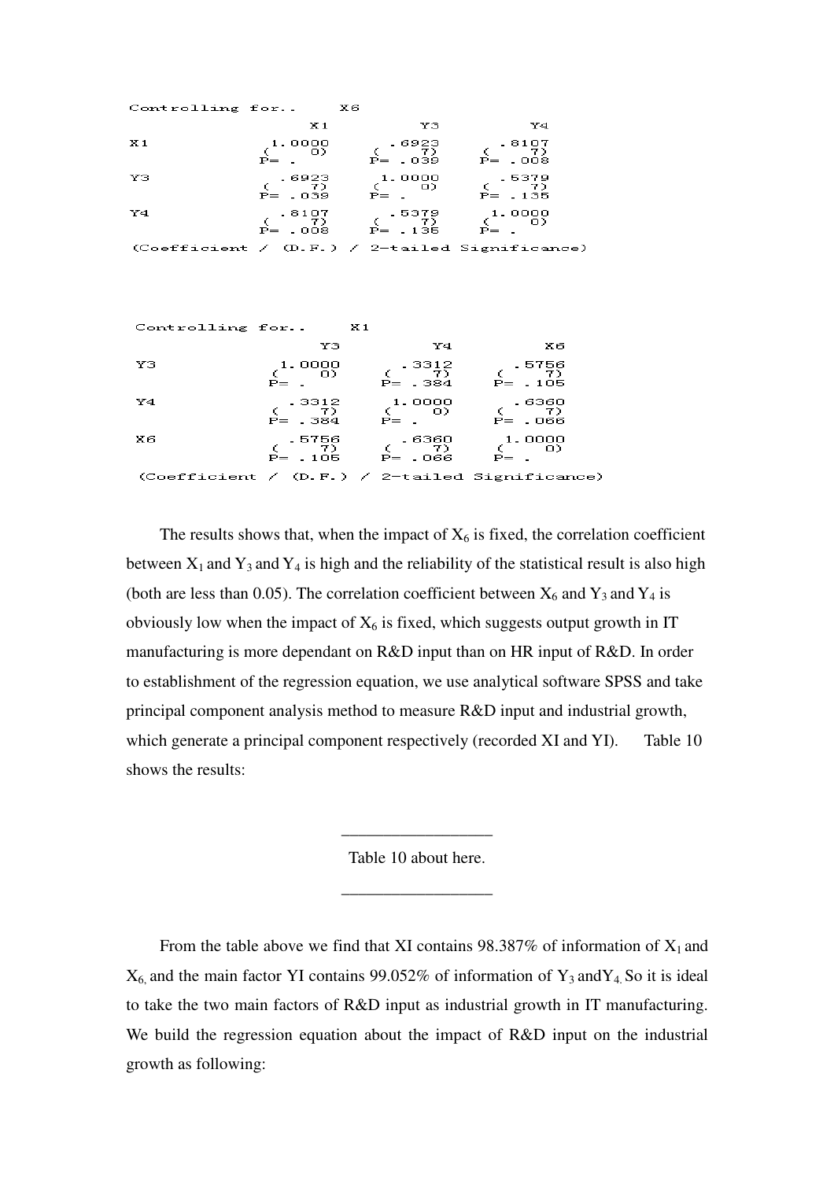Controlling for.. X6

| | X1 | Y3 | Y4 |
|---|---|---|---|
| X1 | 1.0000 ( 0) P= . | .6923 ( 7) P= .039 | .8107 ( 7) P= .008 |
| Y3 | .6923 ( 7) P= .039 | 1.0000 ( 0) P= . | .5379 ( 7) P= .135 |
| Y4 | .8107 ( 7) P= .008 | .5379 ( 7) P= .135 | 1.0000 ( 0) P= . |

(Coefficient / (D.F.) / 2-tailed Significance)

Controlling for.. X1

| | Y3 | Y4 | X6 |
|---|---|---|---|
| Y3 | 1.0000 ( 0) P= . | .3312 ( 7) P= .384 | .5756 ( 7) P= .105 |
| Y4 | .3312 ( 7) P= .384 | 1.0000 ( 0) P= . | .6360 ( 7) P= .066 |
| X6 | .5756 ( 7) P= .105 | .6360 ( 7) P= .066 | 1.0000 ( 0) P= . |

(Coefficient / (D.F.) / 2-tailed Significance)

The results shows that, when the impact of $X_6$ is fixed, the correlation coefficient between $X_1$ and $Y_3$ and $Y_4$ is high and the reliability of the statistical result is also high (both are less than 0.05). The correlation coefficient between $X_6$ and $Y_3$ and $Y_4$ is obviously low when the impact of $X_6$ is fixed, which suggests output growth in IT manufacturing is more dependant on R&D input than on HR input of R&D. In order to establishment of the regression equation, we use analytical software SPSS and take principal component analysis method to measure R&D input and industrial growth, which generate a principal component respectively (recorded XI and YI). Table 10 shows the results:

---

Table 10 about here.

---

From the table above we find that XI contains 98.387% of information of $X_1$ and $X_6$, and the main factor YI contains 99.052% of information of $Y_3$ and $Y_4$. So it is ideal to take the two main factors of R&D input as industrial growth in IT manufacturing. We build the regression equation about the impact of R&D input on the industrial growth as following: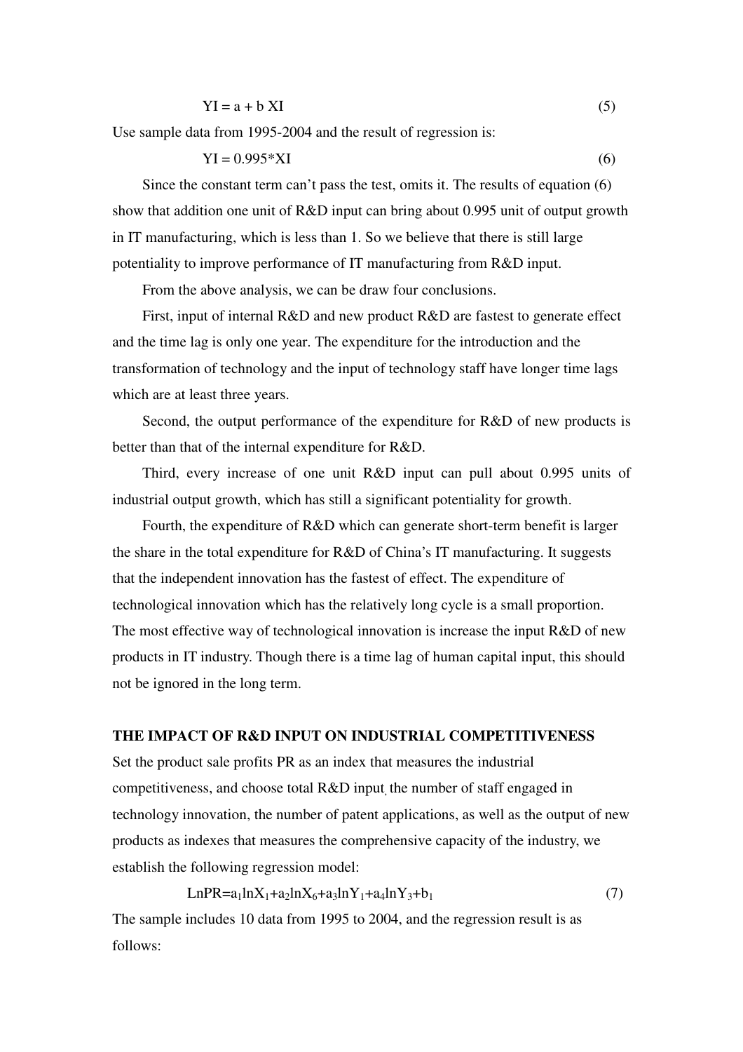$$YI = a + b\ XI \tag{5}$$

Use sample data from 1995-2004 and the result of regression is:

$$YI = 0.995*XI \tag{6}$$

Since the constant term can't pass the test, omits it. The results of equation (6) show that addition one unit of R&D input can bring about 0.995 unit of output growth in IT manufacturing, which is less than 1. So we believe that there is still large potentiality to improve performance of IT manufacturing from R&D input.

From the above analysis, we can be draw four conclusions.

First, input of internal R&D and new product R&D are fastest to generate effect and the time lag is only one year. The expenditure for the introduction and the transformation of technology and the input of technology staff have longer time lags which are at least three years.

Second, the output performance of the expenditure for R&D of new products is better than that of the internal expenditure for R&D.

Third, every increase of one unit R&D input can pull about 0.995 units of industrial output growth, which has still a significant potentiality for growth.

Fourth, the expenditure of R&D which can generate short-term benefit is larger the share in the total expenditure for R&D of China's IT manufacturing. It suggests that the independent innovation has the fastest of effect. The expenditure of technological innovation which has the relatively long cycle is a small proportion. The most effective way of technological innovation is increase the input R&D of new products in IT industry. Though there is a time lag of human capital input, this should not be ignored in the long term.

## THE IMPACT OF R&D INPUT ON INDUSTRIAL COMPETITIVENESS

Set the product sale profits PR as an index that measures the industrial competitiveness, and choose total R&D input, the number of staff engaged in technology innovation, the number of patent applications, as well as the output of new products as indexes that measures the comprehensive capacity of the industry, we establish the following regression model:

$$LnPR = a_1 lnX_1 + a_2 lnX_6 + a_3 lnY_1 + a_4 lnY_3 + b_1 \tag{7}$$

The sample includes 10 data from 1995 to 2004, and the regression result is as follows: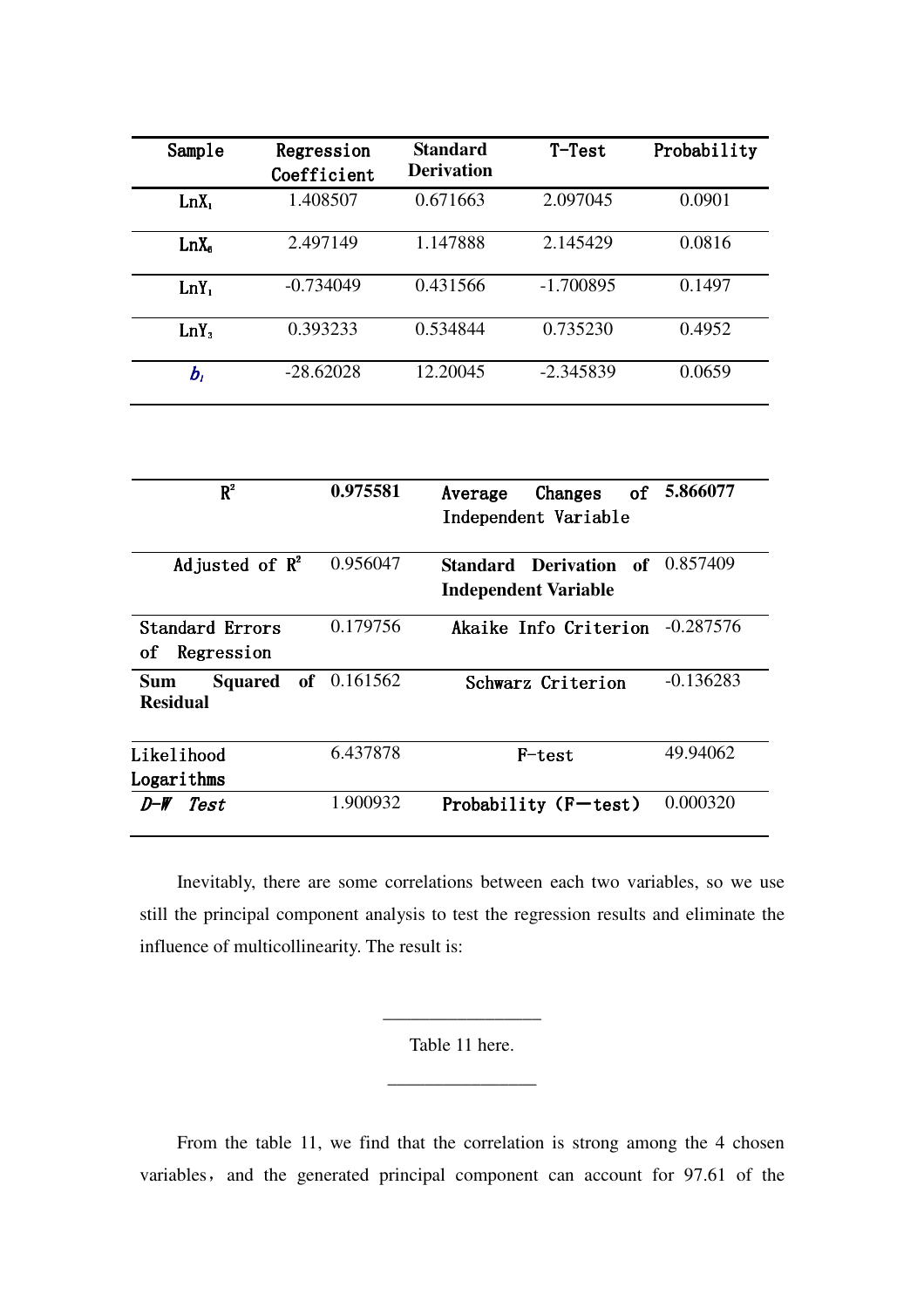| Sample | Regression Coefficient | Standard Derivation | T-Test | Probability |
|---|---|---|---|---|
| $LnX_1$ | 1.408507 | 0.671663 | 2.097045 | 0.0901 |
| $LnX_6$ | 2.497149 | 1.147888 | 2.145429 | 0.0816 |
| $LnY_1$ | -0.734049 | 0.431566 | -1.700895 | 0.1497 |
| $LnY_3$ | 0.393233 | 0.534844 | 0.735230 | 0.4952 |
| $b_1$ | -28.62028 | 12.20045 | -2.345839 | 0.0659 |

| | | | |
|---|---|---|---|
| $R^2$ | **0.975581** | Average Changes of Independent Variable | **5.866077** |
| Adjusted of $R^2$ | 0.956047 | **Standard Derivation of Independent Variable** | 0.857409 |
| Standard Errors of Regression | 0.179756 | Akaike Info Criterion | -0.287576 |
| **Sum Squared of Residual** | 0.161562 | Schwarz Criterion | -0.136283 |
| Likelihood Logarithms | 6.437878 | F-test | 49.94062 |
| *D-W Test* | 1.900932 | Probability（F—test） | 0.000320 |

Inevitably, there are some correlations between each two variables, so we use still the principal component analysis to test the regression results and eliminate the influence of multicollinearity. The result is:

Table 11 here.

From the table 11, we find that the correlation is strong among the 4 chosen variables，and the generated principal component can account for 97.61 of the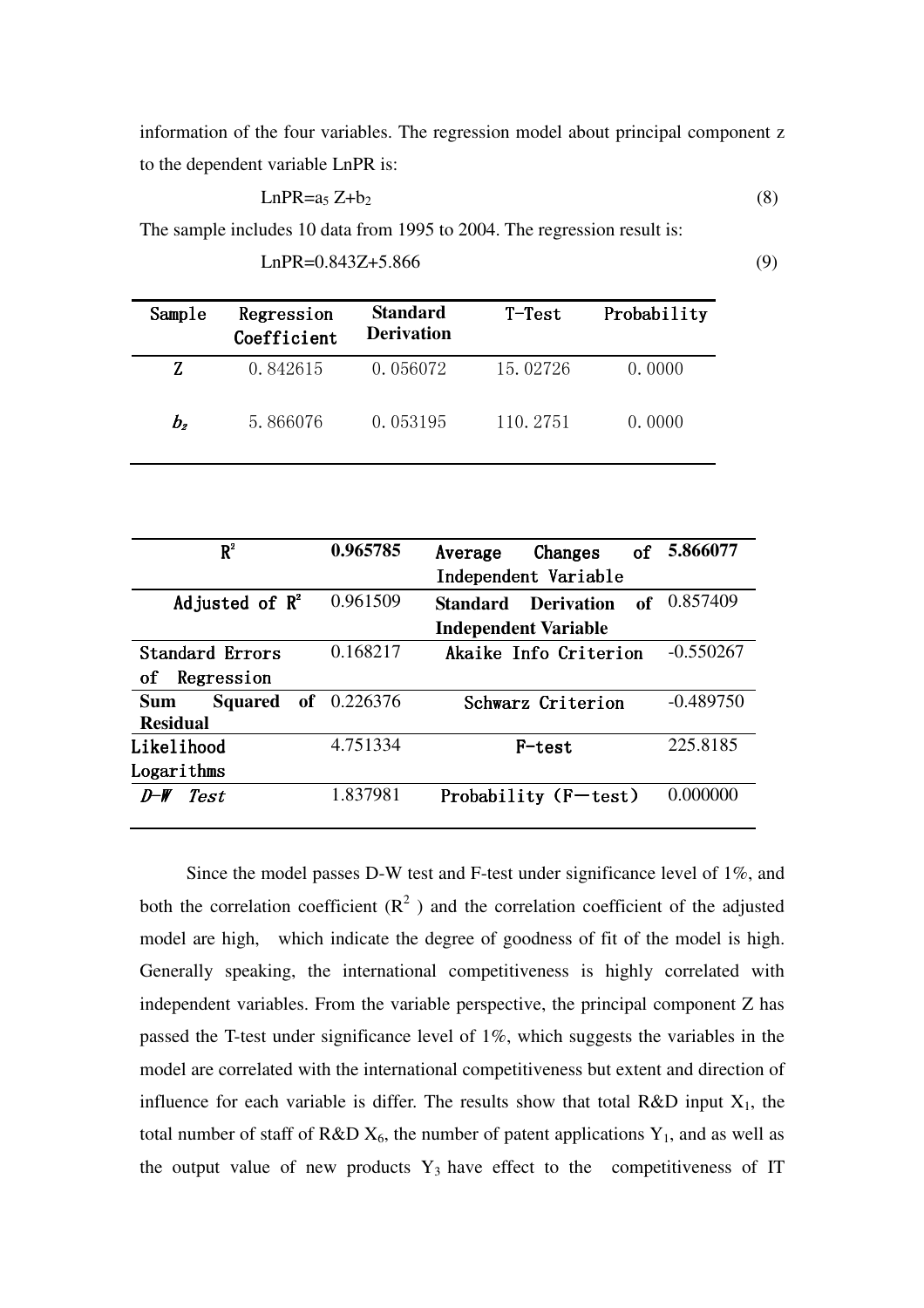information of the four variables. The regression model about principal component z to the dependent variable LnPR is:

$$LnPR=a_5 Z+b_2 \tag{8}$$

The sample includes 10 data from 1995 to 2004. The regression result is:

$$LnPR=0.843Z+5.866 \tag{9}$$

| Sample | Regression Coefficient | Standard Derivation | T-Test | Probability |
|---|---|---|---|---|
| Z | 0.842615 | 0.056072 | 15.02726 | 0.0000 |
| $b_2$ | 5.866076 | 0.053195 | 110.2751 | 0.0000 |

| $R^2$ | 0.965785 | Average Changes of Independent Variable | 5.866077 |
|---|---|---|---|
| Adjusted of $R^2$ | 0.961509 | Standard Derivation of Independent Variable | 0.857409 |
| Standard Errors of Regression | 0.168217 | Akaike Info Criterion | -0.550267 |
| Sum Squared of Residual | 0.226376 | Schwarz Criterion | -0.489750 |
| Likelihood Logarithms | 4.751334 | F-test | 225.8185 |
| *D-W Test* | 1.837981 | Probability (F—test) | 0.000000 |

Since the model passes D-W test and F-test under significance level of 1%, and both the correlation coefficient ($R^2$ ) and the correlation coefficient of the adjusted model are high, which indicate the degree of goodness of fit of the model is high. Generally speaking, the international competitiveness is highly correlated with independent variables. From the variable perspective, the principal component Z has passed the T-test under significance level of 1%, which suggests the variables in the model are correlated with the international competitiveness but extent and direction of influence for each variable is differ. The results show that total R&D input $X_1$, the total number of staff of R&D $X_6$, the number of patent applications $Y_1$, and as well as the output value of new products $Y_3$ have effect to the competitiveness of IT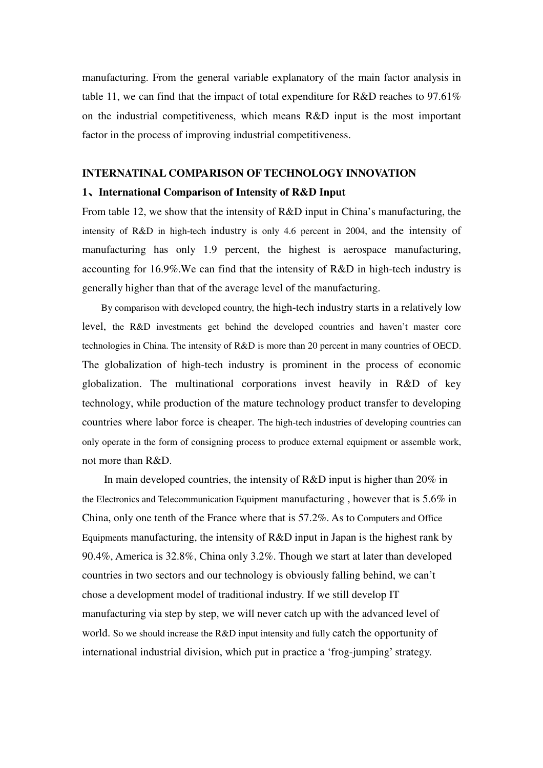manufacturing. From the general variable explanatory of the main factor analysis in table 11, we can find that the impact of total expenditure for R&D reaches to 97.61% on the industrial competitiveness, which means R&D input is the most important factor in the process of improving industrial competitiveness.

## INTERNATINAL COMPARISON OF TECHNOLOGY INNOVATION

### 1、International Comparison of Intensity of R&D Input

From table 12, we show that the intensity of R&D input in China's manufacturing, the intensity of R&D in high-tech industry is only 4.6 percent in 2004, and the intensity of manufacturing has only 1.9 percent, the highest is aerospace manufacturing, accounting for 16.9%.We can find that the intensity of R&D in high-tech industry is generally higher than that of the average level of the manufacturing.

By comparison with developed country, the high-tech industry starts in a relatively low level, the R&D investments get behind the developed countries and haven't master core technologies in China. The intensity of R&D is more than 20 percent in many countries of OECD. The globalization of high-tech industry is prominent in the process of economic globalization. The multinational corporations invest heavily in R&D of key technology, while production of the mature technology product transfer to developing countries where labor force is cheaper. The high-tech industries of developing countries can only operate in the form of consigning process to produce external equipment or assemble work, not more than R&D.

In main developed countries, the intensity of R&D input is higher than 20% in the Electronics and Telecommunication Equipment manufacturing , however that is 5.6% in China, only one tenth of the France where that is 57.2%. As to Computers and Office Equipments manufacturing, the intensity of R&D input in Japan is the highest rank by 90.4%, America is 32.8%, China only 3.2%. Though we start at later than developed countries in two sectors and our technology is obviously falling behind, we can't chose a development model of traditional industry. If we still develop IT manufacturing via step by step, we will never catch up with the advanced level of world. So we should increase the R&D input intensity and fully catch the opportunity of international industrial division, which put in practice a 'frog-jumping' strategy.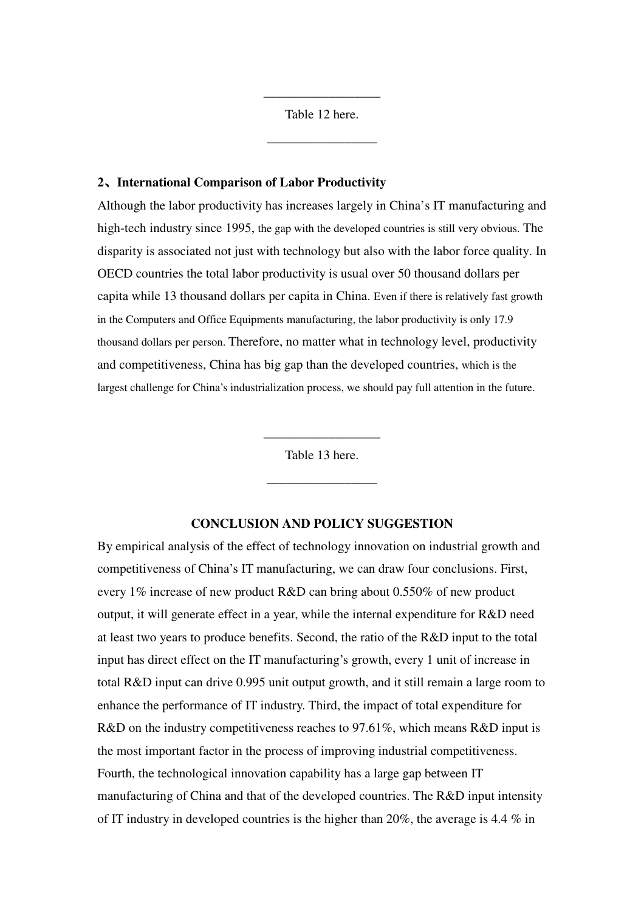Table 12 here.

**2、International Comparison of Labor Productivity**

Although the labor productivity has increases largely in China's IT manufacturing and high-tech industry since 1995, the gap with the developed countries is still very obvious. The disparity is associated not just with technology but also with the labor force quality. In OECD countries the total labor productivity is usual over 50 thousand dollars per capita while 13 thousand dollars per capita in China. Even if there is relatively fast growth in the Computers and Office Equipments manufacturing, the labor productivity is only 17.9 thousand dollars per person. Therefore, no matter what in technology level, productivity and competitiveness, China has big gap than the developed countries, which is the largest challenge for China's industrialization process, we should pay full attention in the future.

Table 13 here.

## CONCLUSION AND POLICY SUGGESTION

By empirical analysis of the effect of technology innovation on industrial growth and competitiveness of China's IT manufacturing, we can draw four conclusions. First, every 1% increase of new product R&D can bring about 0.550% of new product output, it will generate effect in a year, while the internal expenditure for R&D need at least two years to produce benefits. Second, the ratio of the R&D input to the total input has direct effect on the IT manufacturing's growth, every 1 unit of increase in total R&D input can drive 0.995 unit output growth, and it still remain a large room to enhance the performance of IT industry. Third, the impact of total expenditure for R&D on the industry competitiveness reaches to 97.61%, which means R&D input is the most important factor in the process of improving industrial competitiveness. Fourth, the technological innovation capability has a large gap between IT manufacturing of China and that of the developed countries. The R&D input intensity of IT industry in developed countries is the higher than 20%, the average is 4.4 % in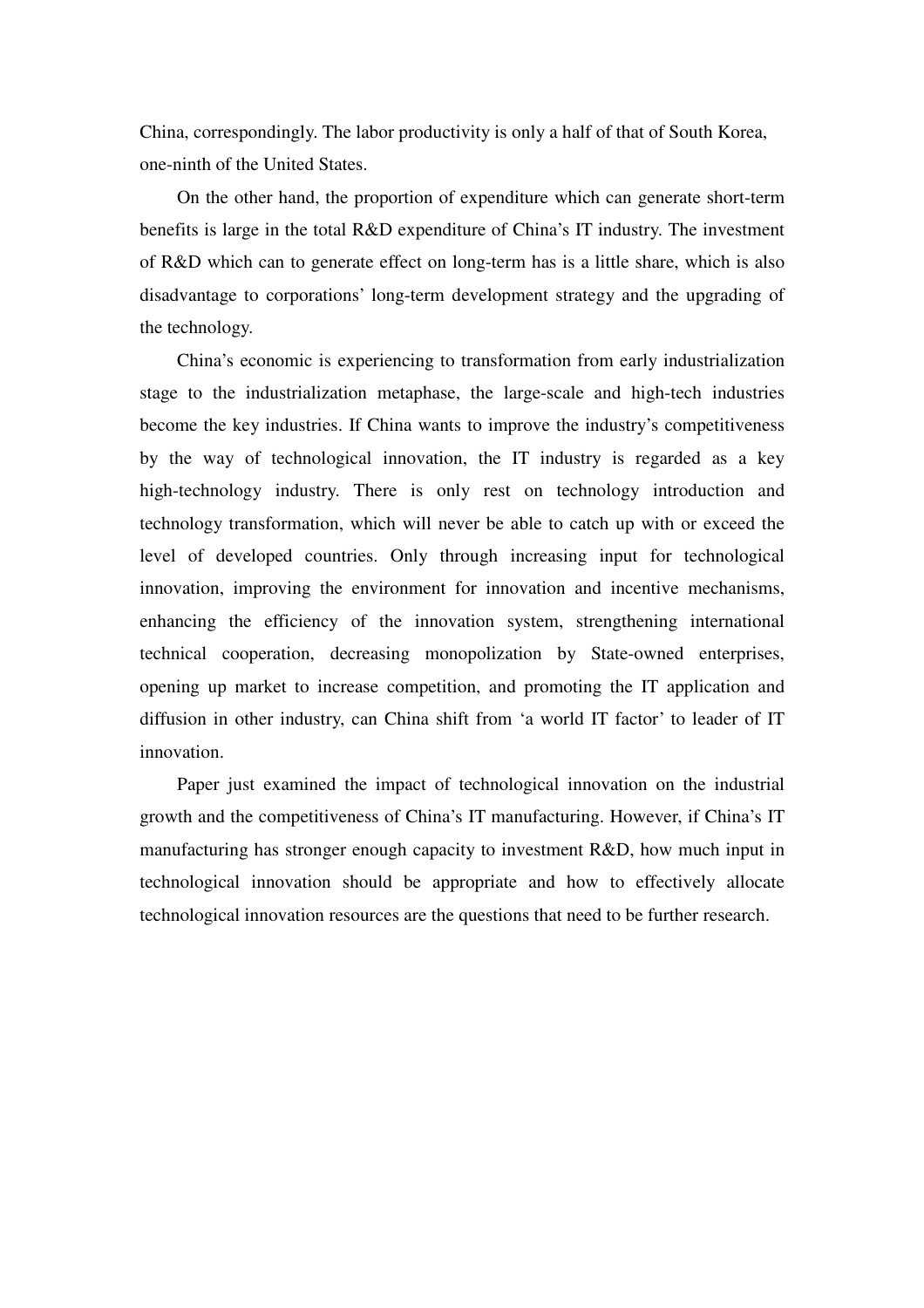China, correspondingly. The labor productivity is only a half of that of South Korea, one-ninth of the United States.

On the other hand, the proportion of expenditure which can generate short-term benefits is large in the total R&D expenditure of China's IT industry. The investment of R&D which can to generate effect on long-term has is a little share, which is also disadvantage to corporations' long-term development strategy and the upgrading of the technology.

China's economic is experiencing to transformation from early industrialization stage to the industrialization metaphase, the large-scale and high-tech industries become the key industries. If China wants to improve the industry's competitiveness by the way of technological innovation, the IT industry is regarded as a key high-technology industry. There is only rest on technology introduction and technology transformation, which will never be able to catch up with or exceed the level of developed countries. Only through increasing input for technological innovation, improving the environment for innovation and incentive mechanisms, enhancing the efficiency of the innovation system, strengthening international technical cooperation, decreasing monopolization by State-owned enterprises, opening up market to increase competition, and promoting the IT application and diffusion in other industry, can China shift from 'a world IT factor' to leader of IT innovation.

Paper just examined the impact of technological innovation on the industrial growth and the competitiveness of China's IT manufacturing. However, if China's IT manufacturing has stronger enough capacity to investment R&D, how much input in technological innovation should be appropriate and how to effectively allocate technological innovation resources are the questions that need to be further research.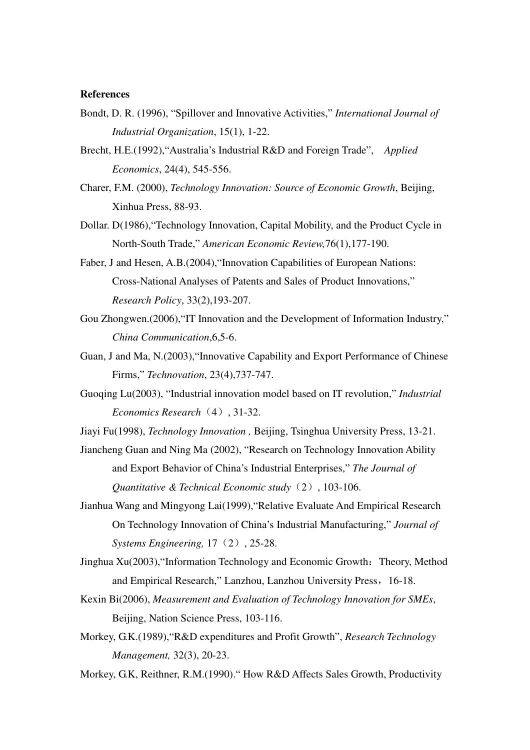**References**

Bondt, D. R. (1996), "Spillover and Innovative Activities," *International Journal of Industrial Organization*, 15(1), 1-22.

Brecht, H.E.(1992),"Australia's Industrial R&D and Foreign Trade", *Applied Economics*, 24(4), 545-556.

Charer, F.M. (2000), *Technology Innovation: Source of Economic Growth*, Beijing, Xinhua Press, 88-93.

Dollar. D(1986),"Technology Innovation, Capital Mobility, and the Product Cycle in North-South Trade," *American Economic Review,*76(1),177-190.

Faber, J and Hesen, A.B.(2004),"Innovation Capabilities of European Nations: Cross-National Analyses of Patents and Sales of Product Innovations," *Research Policy*, 33(2),193-207.

Gou Zhongwen.(2006),"IT Innovation and the Development of Information Industry," *China Communication*,6,5-6.

Guan, J and Ma, N.(2003),"Innovative Capability and Export Performance of Chinese Firms," *Technovation*, 23(4),737-747.

Guoqing Lu(2003), "Industrial innovation model based on IT revolution," *Industrial Economics Research*（4）, 31-32.

Jiayi Fu(1998), *Technology Innovation ,* Beijing, Tsinghua University Press, 13-21.

Jiancheng Guan and Ning Ma (2002), "Research on Technology Innovation Ability and Export Behavior of China's Industrial Enterprises," *The Journal of Quantitative & Technical Economic study*（2）, 103-106.

Jianhua Wang and Mingyong Lai(1999),"Relative Evaluate And Empirical Research On Technology Innovation of China's Industrial Manufacturing," *Journal of Systems Engineering,* 17（2）, 25-28.

Jinghua Xu(2003),"Information Technology and Economic Growth：Theory, Method and Empirical Research," Lanzhou, Lanzhou University Press，16-18.

Kexin Bi(2006), *Measurement and Evaluation of Technology Innovation for SMEs*, Beijing, Nation Science Press, 103-116.

Morkey, G.K.(1989),"R&D expenditures and Profit Growth", *Research Technology Management,* 32(3), 20-23.

Morkey, G.K, Reithner, R.M.(1990)." How R&D Affects Sales Growth, Productivity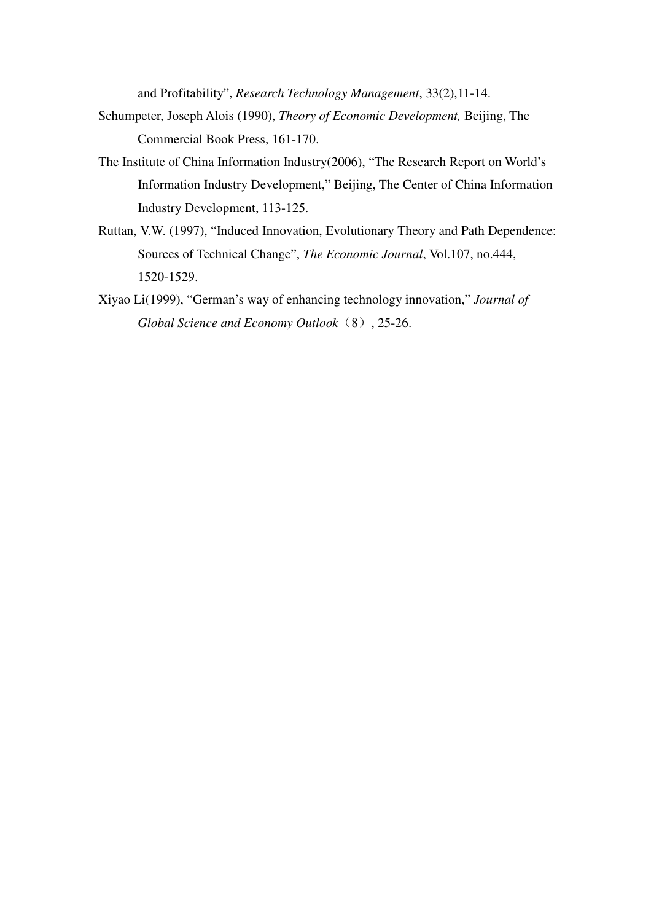and Profitability", *Research Technology Management*, 33(2),11-14.

Schumpeter, Joseph Alois (1990), *Theory of Economic Development,* Beijing, The Commercial Book Press, 161-170.

The Institute of China Information Industry(2006), "The Research Report on World's Information Industry Development," Beijing, The Center of China Information Industry Development, 113-125.

Ruttan, V.W. (1997), "Induced Innovation, Evolutionary Theory and Path Dependence: Sources of Technical Change", *The Economic Journal*, Vol.107, no.444, 1520-1529.

Xiyao Li(1999), "German's way of enhancing technology innovation," *Journal of Global Science and Economy Outlook*（8）, 25-26.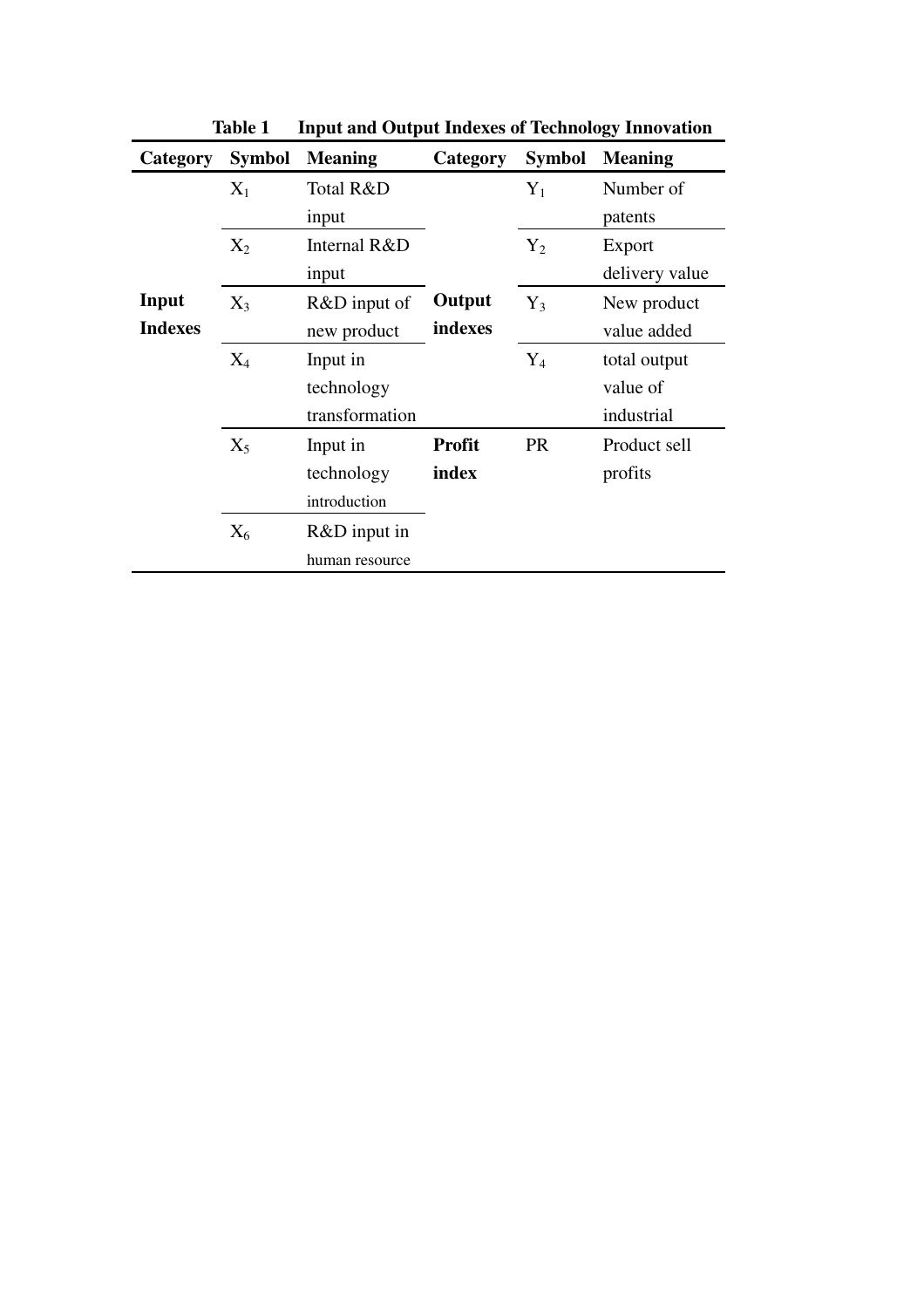**Table 1 Input and Output Indexes of Technology Innovation**

| Category | Symbol | Meaning | Category | Symbol | Meaning |
|---|---|---|---|---|---|
| **Input Indexes** | $X_1$ | Total R&D input | **Output indexes** | $Y_1$ | Number of patents |
| | $X_2$ | Internal R&D input | | $Y_2$ | Export delivery value |
| | $X_3$ | R&D input of new product | | $Y_3$ | New product value added |
| | $X_4$ | Input in technology transformation | | $Y_4$ | total output value of industrial |
| | $X_5$ | Input in technology introduction | **Profit index** | PR | Product sell profits |
| | $X_6$ | R&D input in human resource | | | |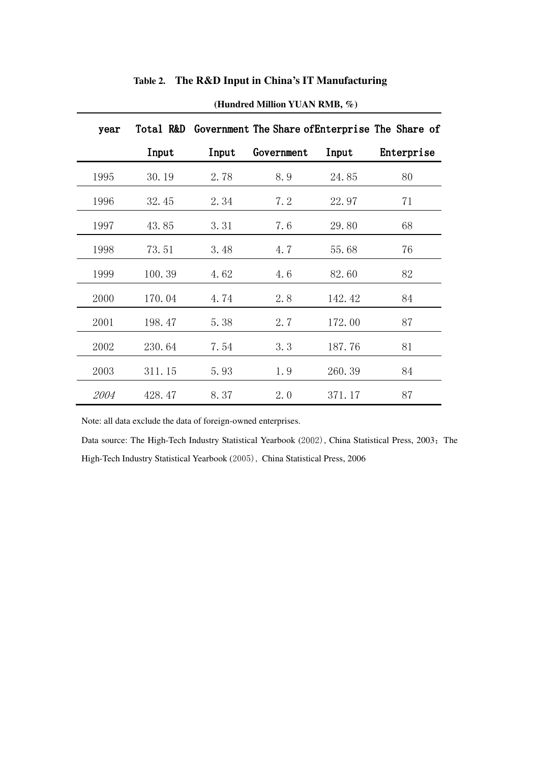**Table 2. The R&D Input in China's IT Manufacturing**

**(Hundred Million YUAN RMB, %)**

| year | Total R&D Input | Government Input | The Share of Government | Enterprise Input | The Share of Enterprise |
|---|---|---|---|---|---|
| 1995 | 30.19 | 2.78 | 8.9 | 24.85 | 80 |
| 1996 | 32.45 | 2.34 | 7.2 | 22.97 | 71 |
| 1997 | 43.85 | 3.31 | 7.6 | 29.80 | 68 |
| 1998 | 73.51 | 3.48 | 4.7 | 55.68 | 76 |
| 1999 | 100.39 | 4.62 | 4.6 | 82.60 | 82 |
| 2000 | 170.04 | 4.74 | 2.8 | 142.42 | 84 |
| 2001 | 198.47 | 5.38 | 2.7 | 172.00 | 87 |
| 2002 | 230.64 | 7.54 | 3.3 | 187.76 | 81 |
| 2003 | 311.15 | 5.93 | 1.9 | 260.39 | 84 |
| *2004* | 428.47 | 8.37 | 2.0 | 371.17 | 87 |

Note: all data exclude the data of foreign-owned enterprises.

Data source: The High-Tech Industry Statistical Yearbook (2002), China Statistical Press, 2003; The High-Tech Industry Statistical Yearbook (2005), China Statistical Press, 2006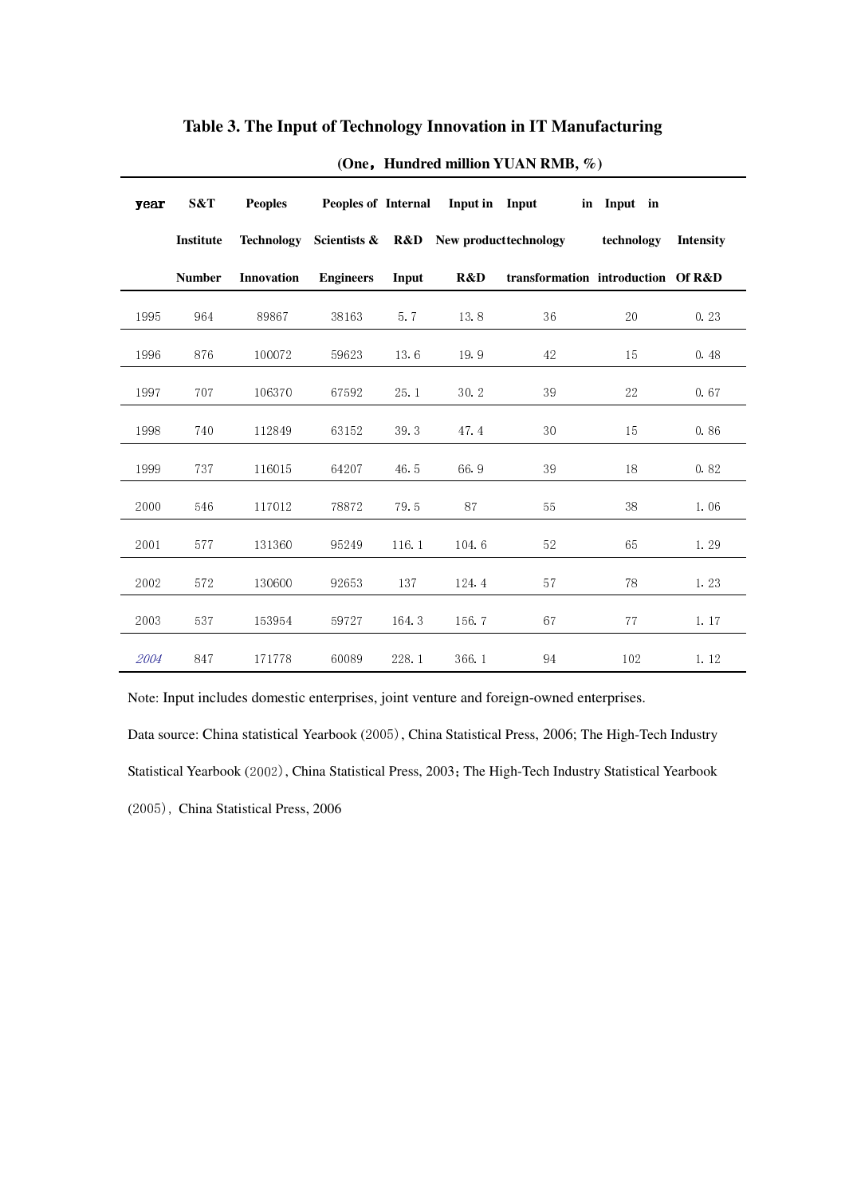### Table 3. The Input of Technology Innovation in IT Manufacturing

**(One，Hundred million YUAN RMB, %)**

| year | S&T Institute Number | Peoples Technology Innovation | Peoples of Scientists & Engineers | Internal R&D Input | Input in New product R&D | Input in technology transformation | Input in technology introduction | Intensity Of R&D |
|---|---|---|---|---|---|---|---|---|
| 1995 | 964 | 89867 | 38163 | 5.7 | 13.8 | 36 | 20 | 0.23 |
| 1996 | 876 | 100072 | 59623 | 13.6 | 19.9 | 42 | 15 | 0.48 |
| 1997 | 707 | 106370 | 67592 | 25.1 | 30.2 | 39 | 22 | 0.67 |
| 1998 | 740 | 112849 | 63152 | 39.3 | 47.4 | 30 | 15 | 0.86 |
| 1999 | 737 | 116015 | 64207 | 46.5 | 66.9 | 39 | 18 | 0.82 |
| 2000 | 546 | 117012 | 78872 | 79.5 | 87 | 55 | 38 | 1.06 |
| 2001 | 577 | 131360 | 95249 | 116.1 | 104.6 | 52 | 65 | 1.29 |
| 2002 | 572 | 130600 | 92653 | 137 | 124.4 | 57 | 78 | 1.23 |
| 2003 | 537 | 153954 | 59727 | 164.3 | 156.7 | 67 | 77 | 1.17 |
| *2004* | 847 | 171778 | 60089 | 228.1 | 366.1 | 94 | 102 | 1.12 |

Note: Input includes domestic enterprises, joint venture and foreign-owned enterprises.

Data source: China statistical Yearbook (2005), China Statistical Press, 2006; The High-Tech Industry Statistical Yearbook (2002), China Statistical Press, 2003; The High-Tech Industry Statistical Yearbook (2005), China Statistical Press, 2006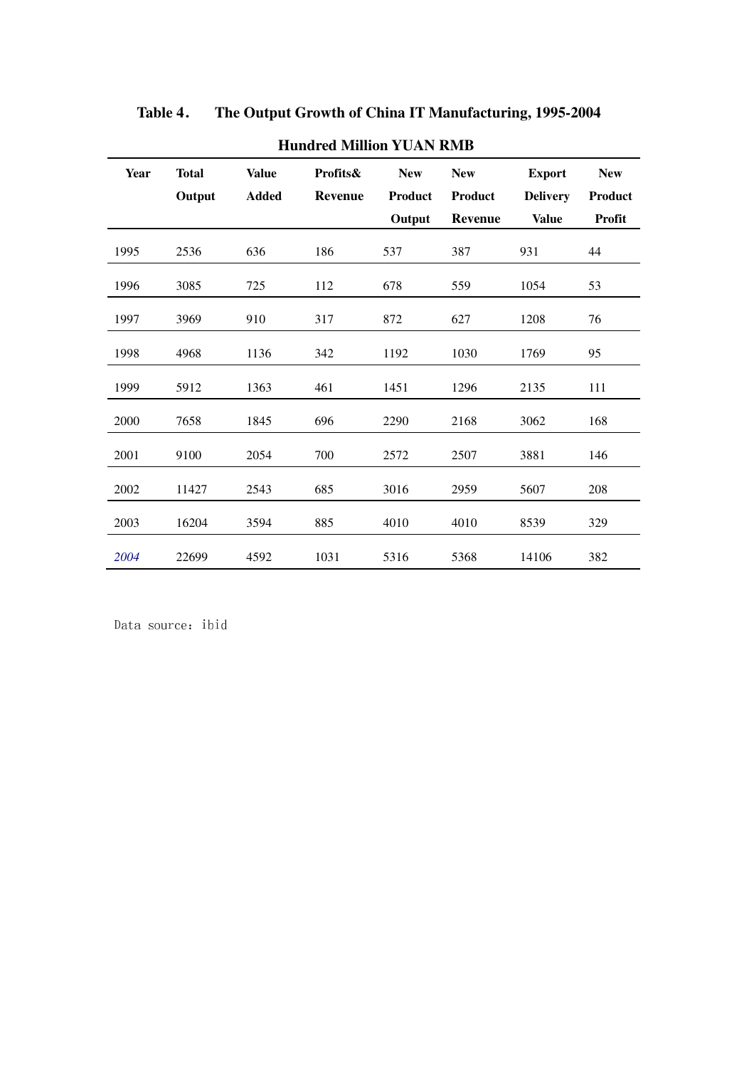**Table 4. The Output Growth of China IT Manufacturing, 1995-2004**

**Hundred Million YUAN RMB**

| Year | Total Output | Value Added | Profits& Revenue | New Product Output | New Product Revenue | Export Delivery Value | New Product Profit |
|---|---|---|---|---|---|---|---|
| 1995 | 2536 | 636 | 186 | 537 | 387 | 931 | 44 |
| 1996 | 3085 | 725 | 112 | 678 | 559 | 1054 | 53 |
| 1997 | 3969 | 910 | 317 | 872 | 627 | 1208 | 76 |
| 1998 | 4968 | 1136 | 342 | 1192 | 1030 | 1769 | 95 |
| 1999 | 5912 | 1363 | 461 | 1451 | 1296 | 2135 | 111 |
| 2000 | 7658 | 1845 | 696 | 2290 | 2168 | 3062 | 168 |
| 2001 | 9100 | 2054 | 700 | 2572 | 2507 | 3881 | 146 |
| 2002 | 11427 | 2543 | 685 | 3016 | 2959 | 5607 | 208 |
| 2003 | 16204 | 3594 | 885 | 4010 | 4010 | 8539 | 329 |
| *2004* | 22699 | 4592 | 1031 | 5316 | 5368 | 14106 | 382 |

Data source：ibid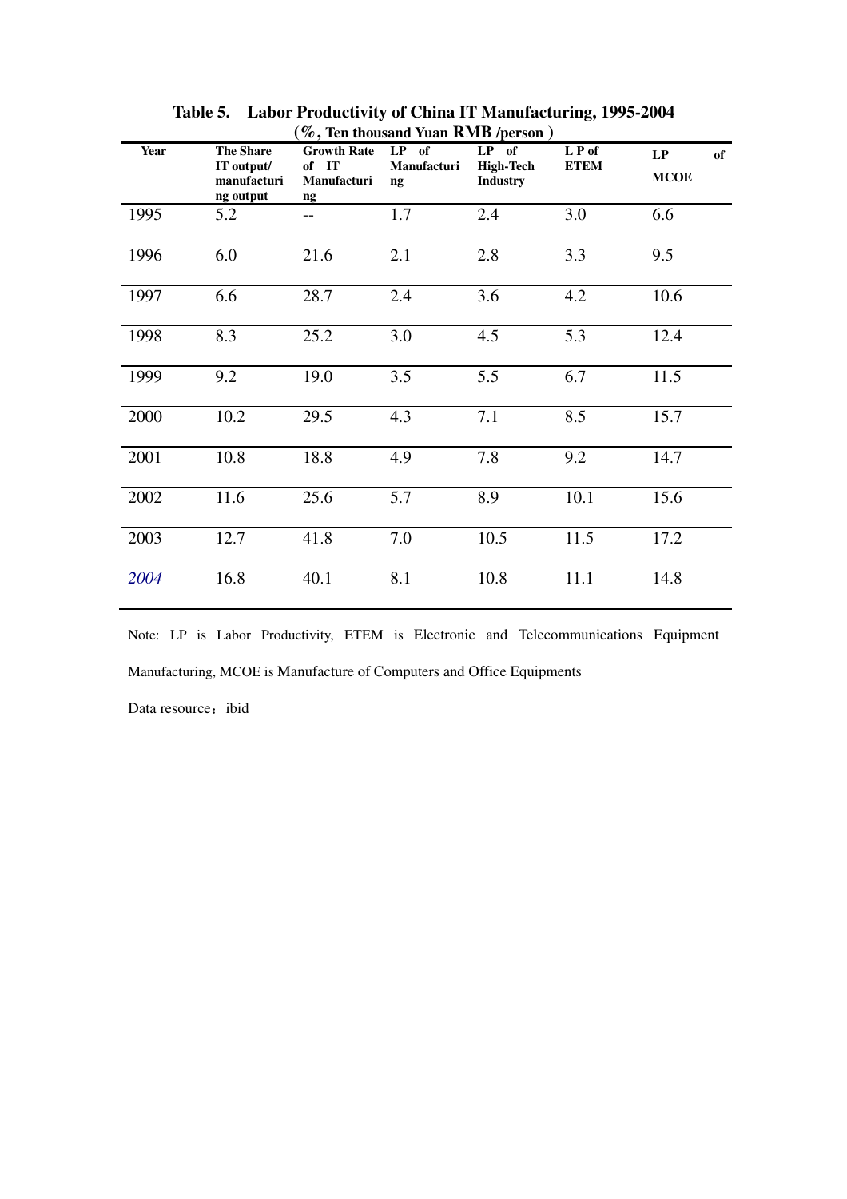**Table 5. Labor Productivity of China IT Manufacturing, 1995-2004**

**(%, Ten thousand Yuan RMB /person )**

| Year | The Share IT output/ manufacturing output | Growth Rate of IT Manufacturing | LP of Manufacturing | LP of High-Tech Industry | L P of ETEM | LP of MCOE |
|---|---|---|---|---|---|---|
| 1995 | 5.2 | -- | 1.7 | 2.4 | 3.0 | 6.6 |
| 1996 | 6.0 | 21.6 | 2.1 | 2.8 | 3.3 | 9.5 |
| 1997 | 6.6 | 28.7 | 2.4 | 3.6 | 4.2 | 10.6 |
| 1998 | 8.3 | 25.2 | 3.0 | 4.5 | 5.3 | 12.4 |
| 1999 | 9.2 | 19.0 | 3.5 | 5.5 | 6.7 | 11.5 |
| 2000 | 10.2 | 29.5 | 4.3 | 7.1 | 8.5 | 15.7 |
| 2001 | 10.8 | 18.8 | 4.9 | 7.8 | 9.2 | 14.7 |
| 2002 | 11.6 | 25.6 | 5.7 | 8.9 | 10.1 | 15.6 |
| 2003 | 12.7 | 41.8 | 7.0 | 10.5 | 11.5 | 17.2 |
| *2004* | 16.8 | 40.1 | 8.1 | 10.8 | 11.1 | 14.8 |

Note: LP is Labor Productivity, ETEM is Electronic and Telecommunications Equipment Manufacturing, MCOE is Manufacture of Computers and Office Equipments

Data resource：ibid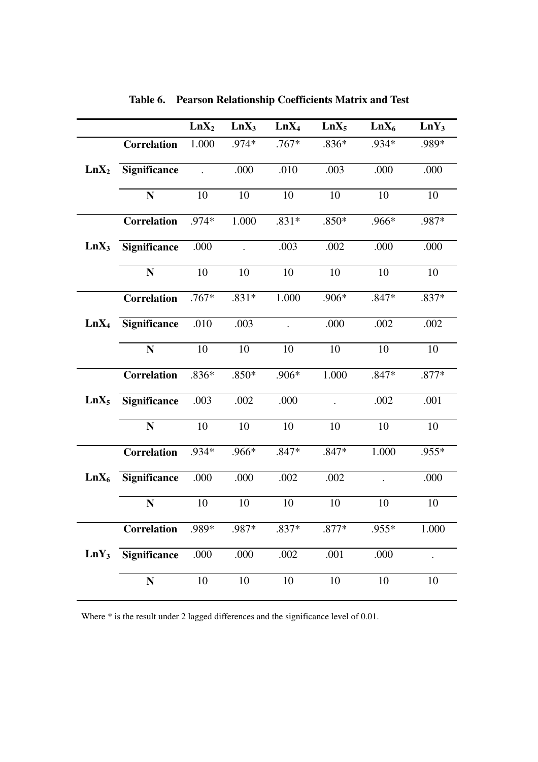**Table 6. Pearson Relationship Coefficients Matrix and Test**

| | | $LnX_2$ | $LnX_3$ | $LnX_4$ | $LnX_5$ | $LnX_6$ | $LnY_3$ |
|---|---|---|---|---|---|---|---|
| $LnX_2$ | **Correlation** | 1.000 | .974* | .767* | .836* | .934* | .989* |
| | **Significance** | . | .000 | .010 | .003 | .000 | .000 |
| | **N** | 10 | 10 | 10 | 10 | 10 | 10 |
| $LnX_3$ | **Correlation** | .974* | 1.000 | .831* | .850* | .966* | .987* |
| | **Significance** | .000 | . | .003 | .002 | .000 | .000 |
| | **N** | 10 | 10 | 10 | 10 | 10 | 10 |
| $LnX_4$ | **Correlation** | .767* | .831* | 1.000 | .906* | .847* | .837* |
| | **Significance** | .010 | .003 | . | .000 | .002 | .002 |
| | **N** | 10 | 10 | 10 | 10 | 10 | 10 |
| $LnX_5$ | **Correlation** | .836* | .850* | .906* | 1.000 | .847* | .877* |
| | **Significance** | .003 | .002 | .000 | . | .002 | .001 |
| | **N** | 10 | 10 | 10 | 10 | 10 | 10 |
| $LnX_6$ | **Correlation** | .934* | .966* | .847* | .847* | 1.000 | .955* |
| | **Significance** | .000 | .000 | .002 | .002 | . | .000 |
| | **N** | 10 | 10 | 10 | 10 | 10 | 10 |
| $LnY_3$ | **Correlation** | .989* | .987* | .837* | .877* | .955* | 1.000 |
| | **Significance** | .000 | .000 | .002 | .001 | .000 | . |
| | **N** | 10 | 10 | 10 | 10 | 10 | 10 |

Where * is the result under 2 lagged differences and the significance level of 0.01.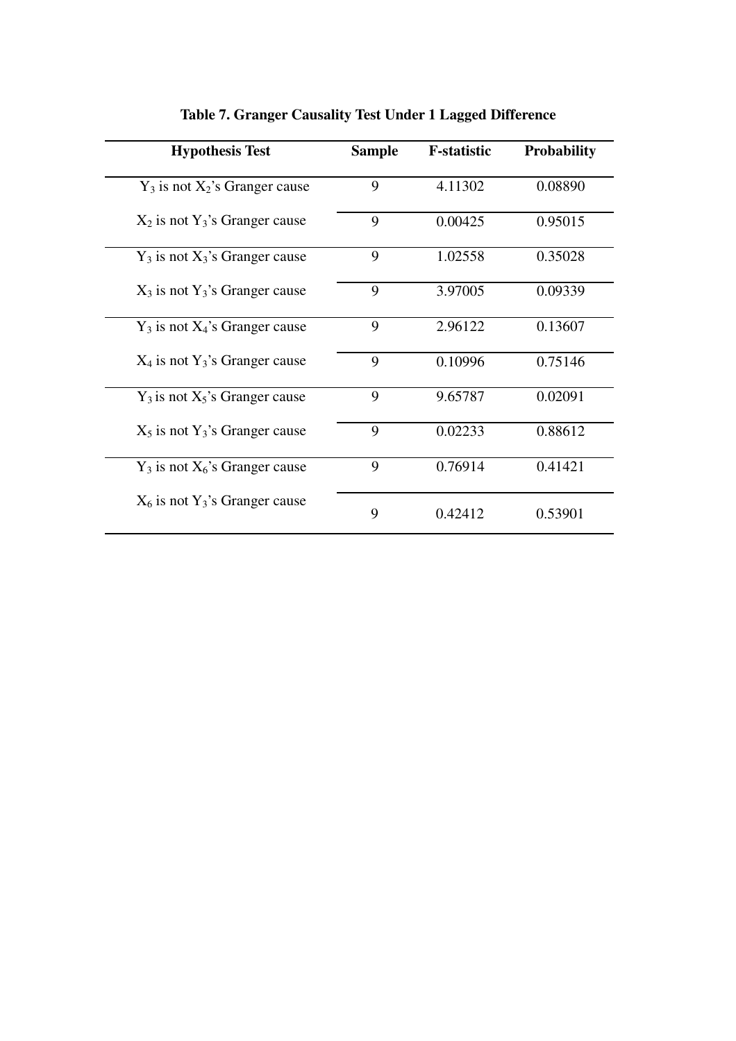**Table 7. Granger Causality Test Under 1 Lagged Difference**

| Hypothesis Test | Sample | F-statistic | Probability |
|---|---|---|---|
| $Y_3$ is not $X_2$'s Granger cause | 9 | 4.11302 | 0.08890 |
| $X_2$ is not $Y_3$'s Granger cause | 9 | 0.00425 | 0.95015 |
| $Y_3$ is not $X_3$'s Granger cause | 9 | 1.02558 | 0.35028 |
| $X_3$ is not $Y_3$'s Granger cause | 9 | 3.97005 | 0.09339 |
| $Y_3$ is not $X_4$'s Granger cause | 9 | 2.96122 | 0.13607 |
| $X_4$ is not $Y_3$'s Granger cause | 9 | 0.10996 | 0.75146 |
| $Y_3$ is not $X_5$'s Granger cause | 9 | 9.65787 | 0.02091 |
| $X_5$ is not $Y_3$'s Granger cause | 9 | 0.02233 | 0.88612 |
| $Y_3$ is not $X_6$'s Granger cause | 9 | 0.76914 | 0.41421 |
| $X_6$ is not $Y_3$'s Granger cause | 9 | 0.42412 | 0.53901 |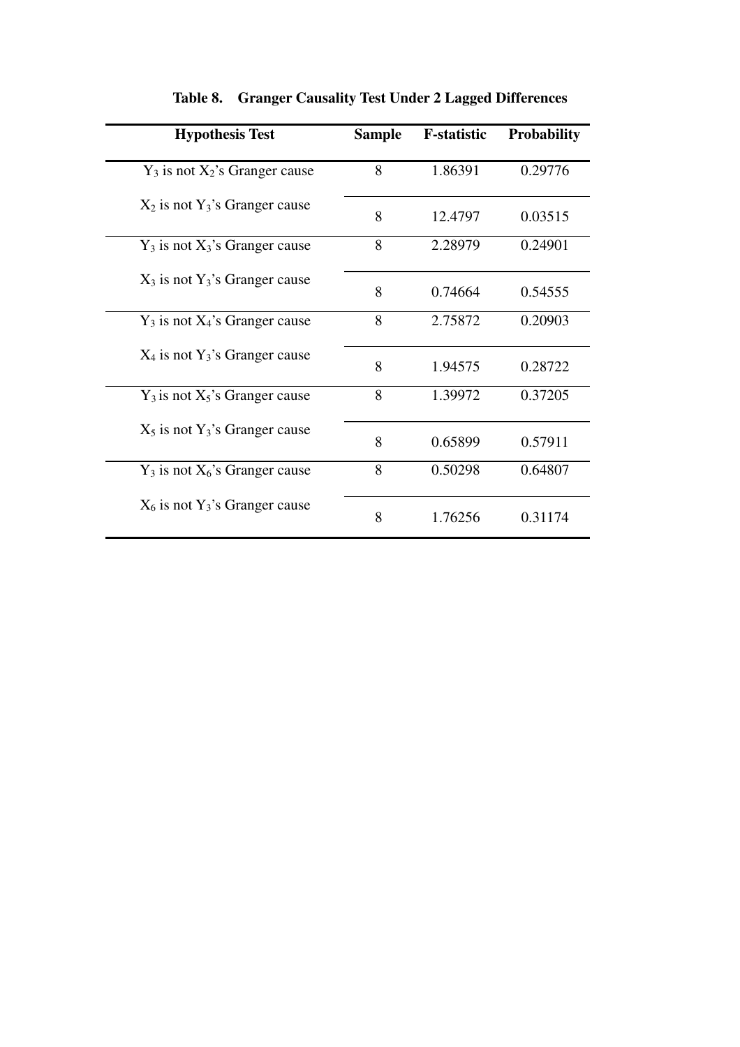**Table 8. Granger Causality Test Under 2 Lagged Differences**

| Hypothesis Test | Sample | F-statistic | Probability |
|---|---|---|---|
| $Y_3$ is not $X_2$'s Granger cause | 8 | 1.86391 | 0.29776 |
| $X_2$ is not $Y_3$'s Granger cause | 8 | 12.4797 | 0.03515 |
| $Y_3$ is not $X_3$'s Granger cause | 8 | 2.28979 | 0.24901 |
| $X_3$ is not $Y_3$'s Granger cause | 8 | 0.74664 | 0.54555 |
| $Y_3$ is not $X_4$'s Granger cause | 8 | 2.75872 | 0.20903 |
| $X_4$ is not $Y_3$'s Granger cause | 8 | 1.94575 | 0.28722 |
| $Y_3$ is not $X_5$'s Granger cause | 8 | 1.39972 | 0.37205 |
| $X_5$ is not $Y_3$'s Granger cause | 8 | 0.65899 | 0.57911 |
| $Y_3$ is not $X_6$'s Granger cause | 8 | 0.50298 | 0.64807 |
| $X_6$ is not $Y_3$'s Granger cause | 8 | 1.76256 | 0.31174 |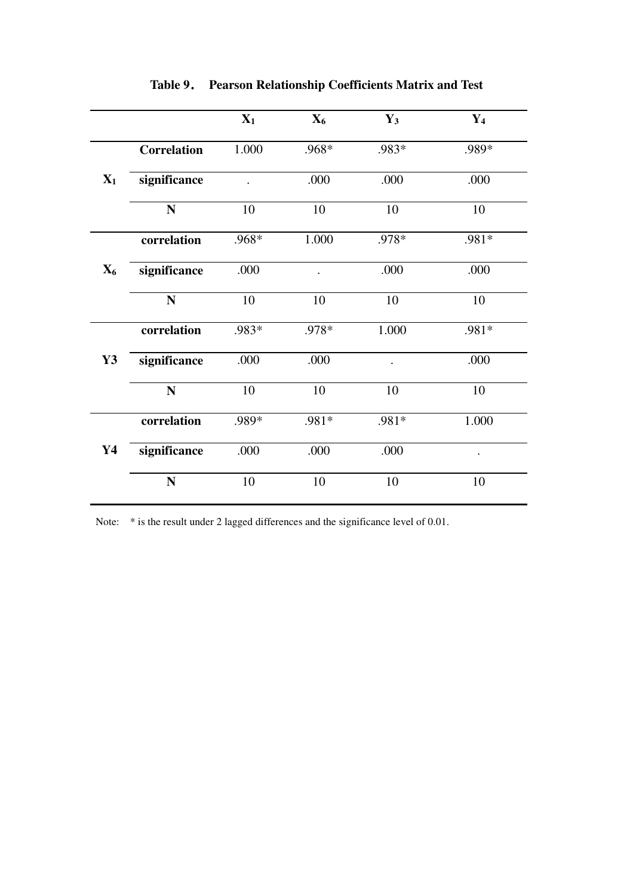**Table 9. Pearson Relationship Coefficients Matrix and Test**

| | | $X_1$ | $X_6$ | $Y_3$ | $Y_4$ |
|---|---|---|---|---|---|
| $X_1$ | Correlation | 1.000 | .968* | .983* | .989* |
| | significance | . | .000 | .000 | .000 |
| | N | 10 | 10 | 10 | 10 |
| $X_6$ | correlation | .968* | 1.000 | .978* | .981* |
| | significance | .000 | . | .000 | .000 |
| | N | 10 | 10 | 10 | 10 |
| Y3 | correlation | .983* | .978* | 1.000 | .981* |
| | significance | .000 | .000 | . | .000 |
| | N | 10 | 10 | 10 | 10 |
| Y4 | correlation | .989* | .981* | .981* | 1.000 |
| | significance | .000 | .000 | .000 | . |
| | N | 10 | 10 | 10 | 10 |

Note: * is the result under 2 lagged differences and the significance level of 0.01.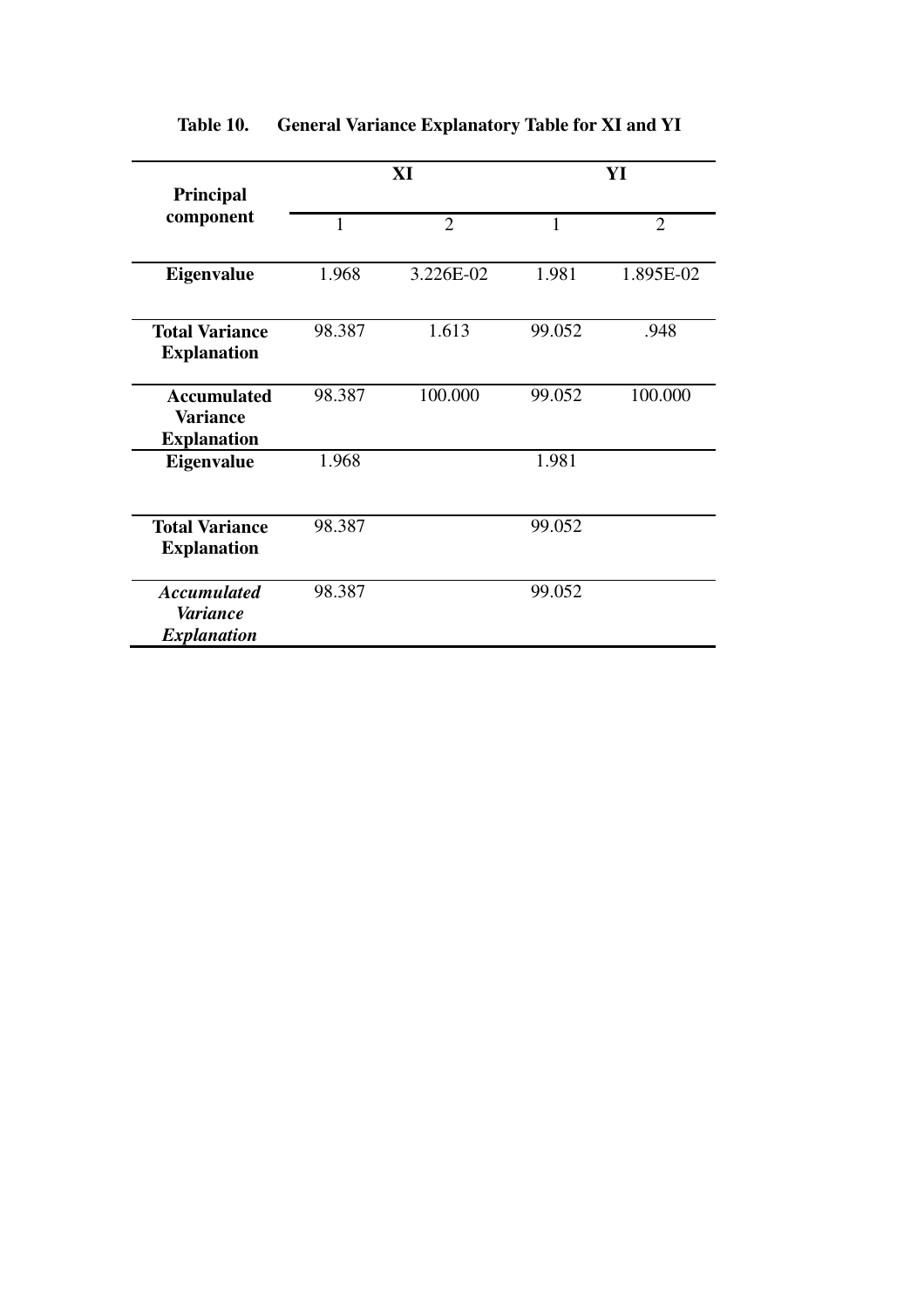**Table 10. General Variance Explanatory Table for XI and YI**

| Principal component | XI | | YI | |
|---|---|---|---|---|
| | 1 | 2 | 1 | 2 |
| **Eigenvalue** | 1.968 | 3.226E-02 | 1.981 | 1.895E-02 |
| **Total Variance Explanation** | 98.387 | 1.613 | 99.052 | .948 |
| **Accumulated Variance Explanation** | 98.387 | 100.000 | 99.052 | 100.000 |
| **Eigenvalue** | 1.968 | | 1.981 | |
| **Total Variance Explanation** | 98.387 | | 99.052 | |
| ***Accumulated Variance Explanation*** | 98.387 | | 99.052 | |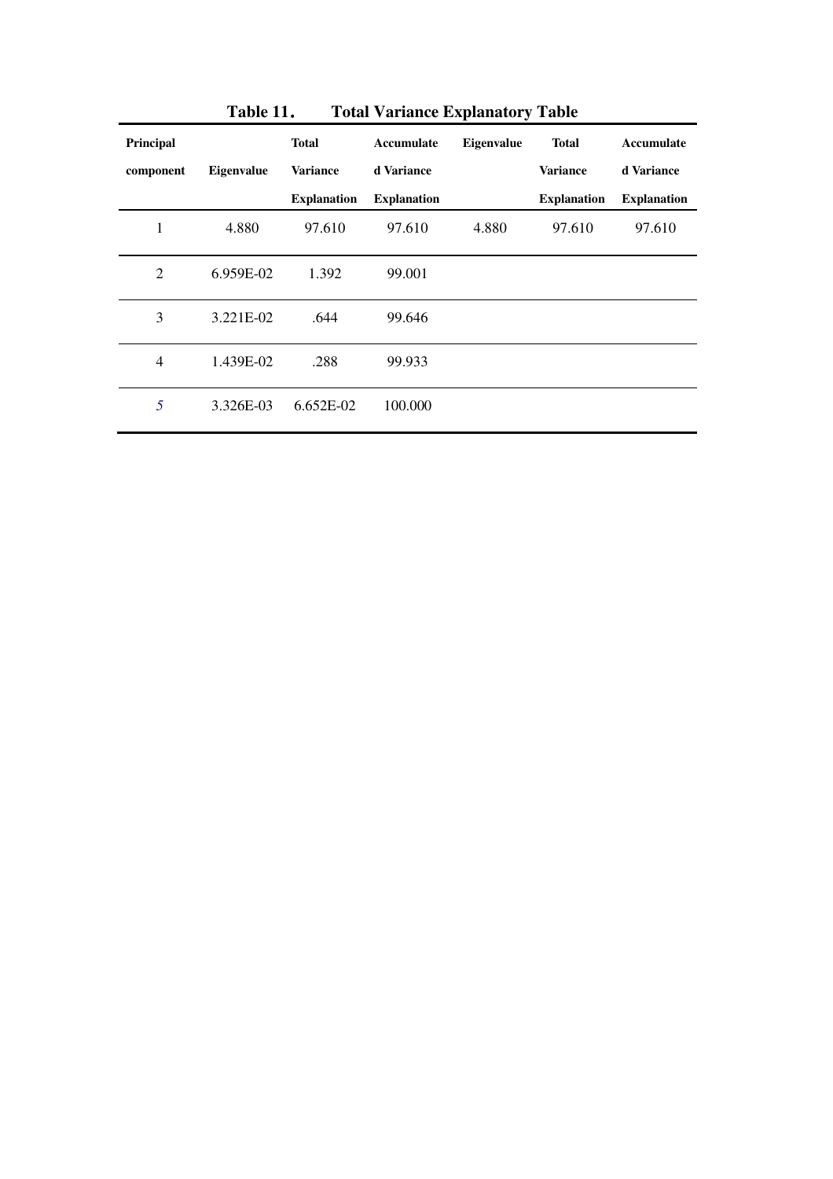**Table 11. Total Variance Explanatory Table**

| Principal component | Eigenvalue | Total Variance Explanation | Accumulated Variance Explanation | Eigenvalue | Total Variance Explanation | Accumulated Variance Explanation |
|---|---|---|---|---|---|---|
| 1 | 4.880 | 97.610 | 97.610 | 4.880 | 97.610 | 97.610 |
| 2 | 6.959E-02 | 1.392 | 99.001 | | | |
| 3 | 3.221E-02 | .644 | 99.646 | | | |
| 4 | 1.439E-02 | .288 | 99.933 | | | |
| *5* | 3.326E-03 | 6.652E-02 | 100.000 | | | |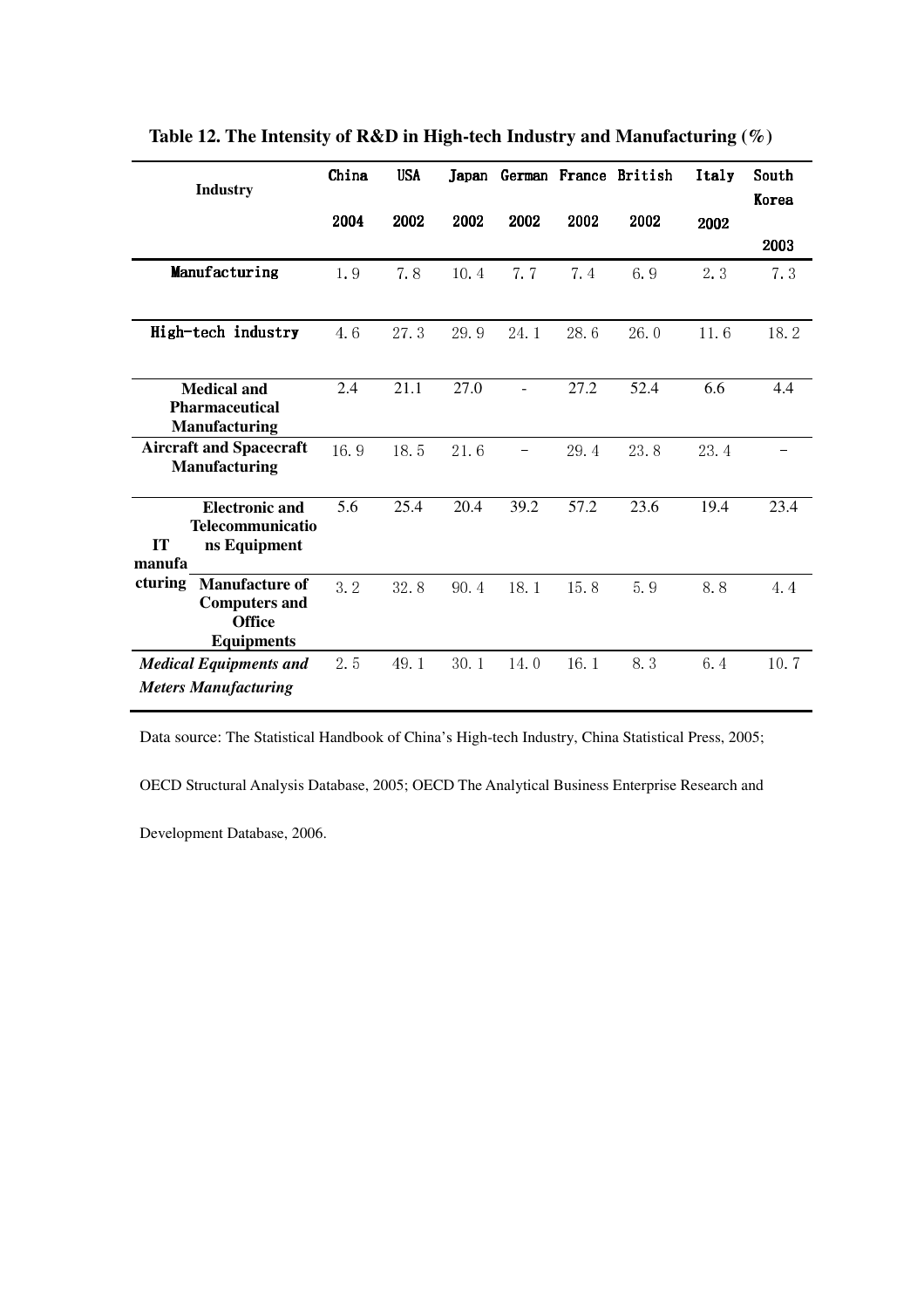**Table 12. The Intensity of R&D in High-tech Industry and Manufacturing (%)**

| Industry | | China 2004 | USA 2002 | Japan 2002 | German 2002 | France 2002 | British 2002 | Italy 2002 | South Korea 2003 |
|---|---|---|---|---|---|---|---|---|---|
| Manufacturing | | 1.9 | 7.8 | 10.4 | 7.7 | 7.4 | 6.9 | 2.3 | 7.3 |
| High-tech industry | | 4.6 | 27.3 | 29.9 | 24.1 | 28.6 | 26.0 | 11.6 | 18.2 |
| Medical and Pharmaceutical Manufacturing | | 2.4 | 21.1 | 27.0 | - | 27.2 | 52.4 | 6.6 | 4.4 |
| Aircraft and Spacecraft Manufacturing | | 16.9 | 18.5 | 21.6 | - | 29.4 | 23.8 | 23.4 | - |
| IT manufacturing | Electronic and Telecommunications Equipment | 5.6 | 25.4 | 20.4 | 39.2 | 57.2 | 23.6 | 19.4 | 23.4 |
| | Manufacture of Computers and Office Equipments | 3.2 | 32.8 | 90.4 | 18.1 | 15.8 | 5.9 | 8.8 | 4.4 |
| *Medical Equipments and Meters Manufacturing* | | 2.5 | 49.1 | 30.1 | 14.0 | 16.1 | 8.3 | 6.4 | 10.7 |

Data source: The Statistical Handbook of China's High-tech Industry, China Statistical Press, 2005; OECD Structural Analysis Database, 2005; OECD The Analytical Business Enterprise Research and Development Database, 2006.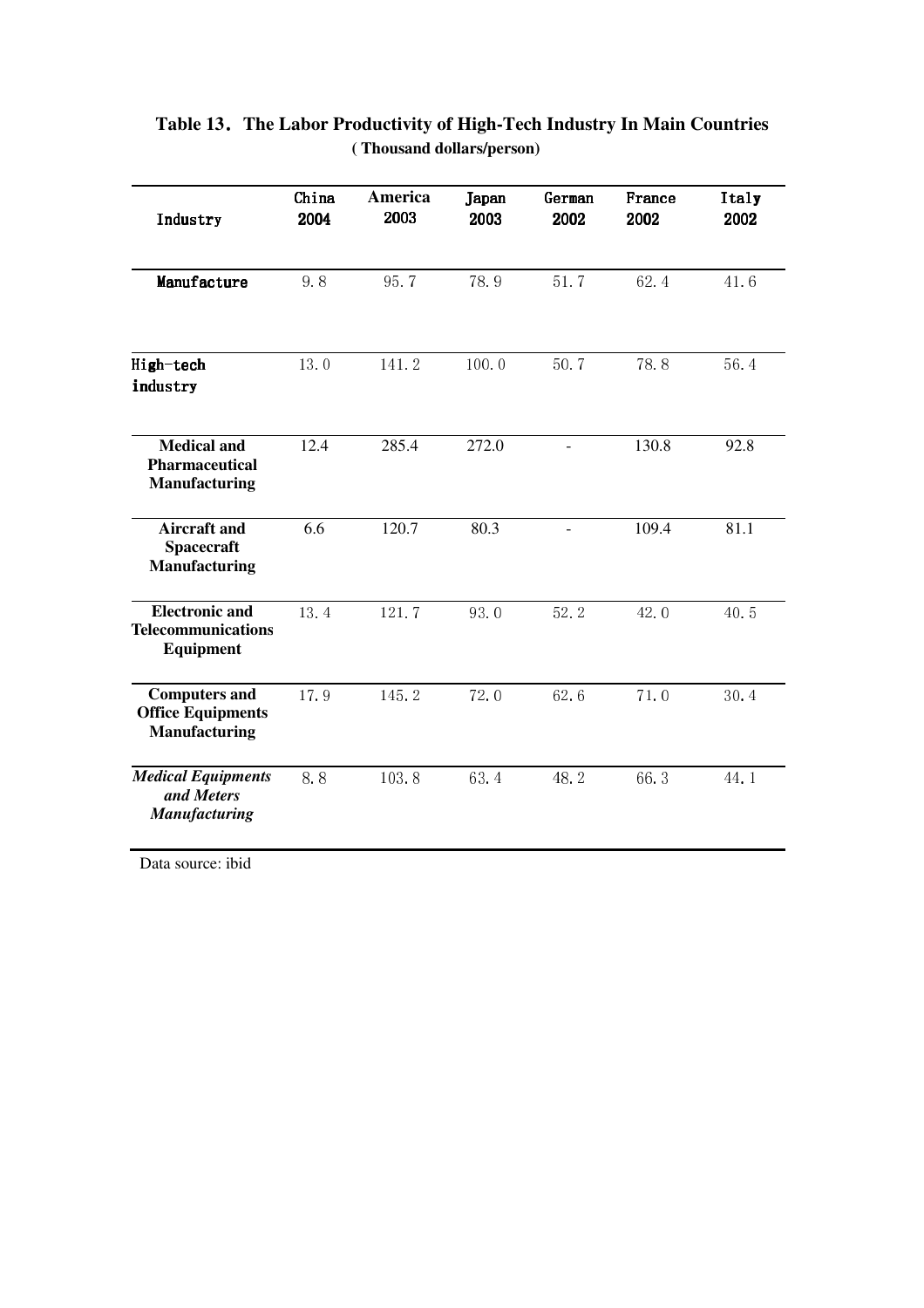**Table 13. The Labor Productivity of High-Tech Industry In Main Countries**

**( Thousand dollars/person)**

| Industry | China 2004 | America 2003 | Japan 2003 | German 2002 | France 2002 | Italy 2002 |
|---|---|---|---|---|---|---|
| **Manufacture** | 9.8 | 95.7 | 78.9 | 51.7 | 62.4 | 41.6 |
| **High-tech industry** | 13.0 | 141.2 | 100.0 | 50.7 | 78.8 | 56.4 |
| **Medical and Pharmaceutical Manufacturing** | 12.4 | 285.4 | 272.0 | - | 130.8 | 92.8 |
| **Aircraft and Spacecraft Manufacturing** | 6.6 | 120.7 | 80.3 | - | 109.4 | 81.1 |
| **Electronic and Telecommunications Equipment** | 13.4 | 121.7 | 93.0 | 52.2 | 42.0 | 40.5 |
| **Computers and Office Equipments Manufacturing** | 17.9 | 145.2 | 72.0 | 62.6 | 71.0 | 30.4 |
| ***Medical Equipments and Meters Manufacturing*** | 8.8 | 103.8 | 63.4 | 48.2 | 66.3 | 44.1 |

Data source: ibid